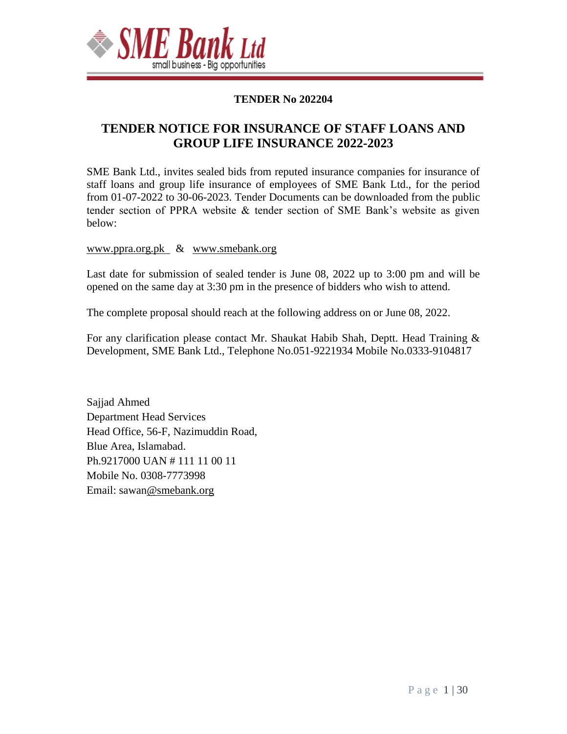SME Bank Ltd

small business - Big opportunities

**TENDER No 202204**

# TENDER NOTICE FOR INSURANCE OF STAFF LOANS AND GROUP LIFE INSURANCE 2022-2023

SME Bank Ltd., invites sealed bids from reputed insurance companies for insurance of staff loans and group life insurance of employees of SME Bank Ltd., for the period from 01-07-2022 to 30-06-2023. Tender Documents can be downloaded from the public tender section of PPRA website & tender section of SME Bank's website as given below:

www.ppra.org.pk & www.smebank.org

Last date for submission of sealed tender is June 08, 2022 up to 3:00 pm and will be opened on the same day at 3:30 pm in the presence of bidders who wish to attend.

The complete proposal should reach at the following address on or June 08, 2022.

For any clarification please contact Mr. Shaukat Habib Shah, Deptt. Head Training & Development, SME Bank Ltd., Telephone No.051-9221934 Mobile No.0333-9104817

Sajjad Ahmed  
Department Head Services  
Head Office, 56-F, Nazimuddin Road,  
Blue Area, Islamabad.  
Ph.9217000 UAN # 111 11 00 11  
Mobile No. 0308-7773998  
Email: sawan@smebank.org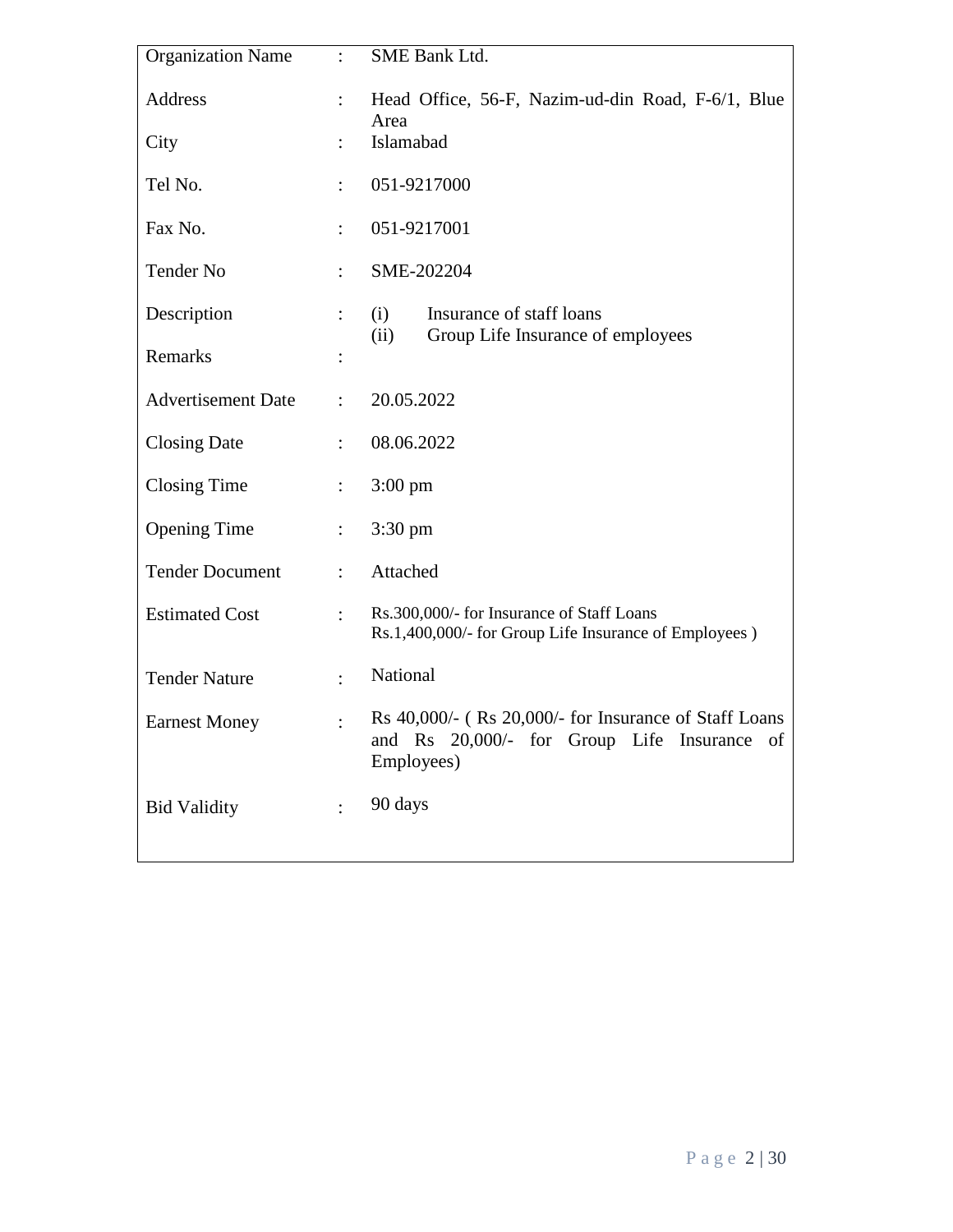| | | |
|---|---|---|
| Organization Name | : | SME Bank Ltd. |
| Address | : | Head Office, 56-F, Nazim-ud-din Road, F-6/1, Blue Area |
| City | : | Islamabad |
| Tel No. | : | 051-9217000 |
| Fax No. | : | 051-9217001 |
| Tender No | : | SME-202204 |
| Description | : | (i) Insurance of staff loans<br>(ii) Group Life Insurance of employees |
| Remarks | : | |
| Advertisement Date | : | 20.05.2022 |
| Closing Date | : | 08.06.2022 |
| Closing Time | : | 3:00 pm |
| Opening Time | : | 3:30 pm |
| Tender Document | : | Attached |
| Estimated Cost | : | Rs.300,000/- for Insurance of Staff Loans<br>Rs.1,400,000/- for Group Life Insurance of Employees ) |
| Tender Nature | : | National |
| Earnest Money | : | Rs 40,000/- ( Rs 20,000/- for Insurance of Staff Loans and Rs 20,000/- for Group Life Insurance of Employees) |
| Bid Validity | : | 90 days |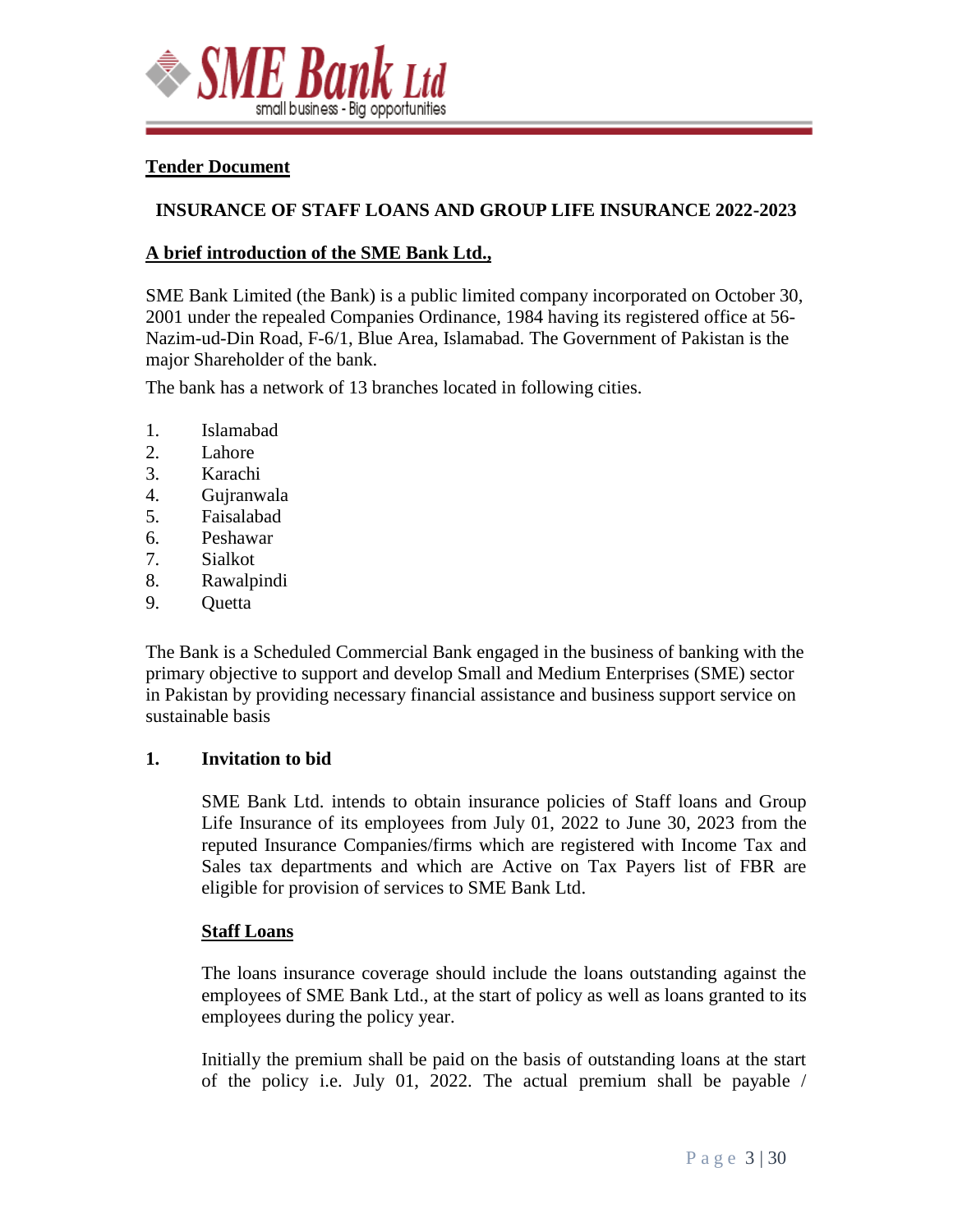**Tender Document**

## INSURANCE OF STAFF LOANS AND GROUP LIFE INSURANCE 2022-2023

**A brief introduction of the SME Bank Ltd.,**

SME Bank Limited (the Bank) is a public limited company incorporated on October 30, 2001 under the repealed Companies Ordinance, 1984 having its registered office at 56-Nazim-ud-Din Road, F-6/1, Blue Area, Islamabad. The Government of Pakistan is the major Shareholder of the bank.

The bank has a network of 13 branches located in following cities.

1. Islamabad
2. Lahore
3. Karachi
4. Gujranwala
5. Faisalabad
6. Peshawar
7. Sialkot
8. Rawalpindi
9. Quetta

The Bank is a Scheduled Commercial Bank engaged in the business of banking with the primary objective to support and develop Small and Medium Enterprises (SME) sector in Pakistan by providing necessary financial assistance and business support service on sustainable basis

**1. Invitation to bid**

SME Bank Ltd. intends to obtain insurance policies of Staff loans and Group Life Insurance of its employees from July 01, 2022 to June 30, 2023 from the reputed Insurance Companies/firms which are registered with Income Tax and Sales tax departments and which are Active on Tax Payers list of FBR are eligible for provision of services to SME Bank Ltd.

**Staff Loans**

The loans insurance coverage should include the loans outstanding against the employees of SME Bank Ltd., at the start of policy as well as loans granted to its employees during the policy year.

Initially the premium shall be paid on the basis of outstanding loans at the start of the policy i.e. July 01, 2022. The actual premium shall be payable /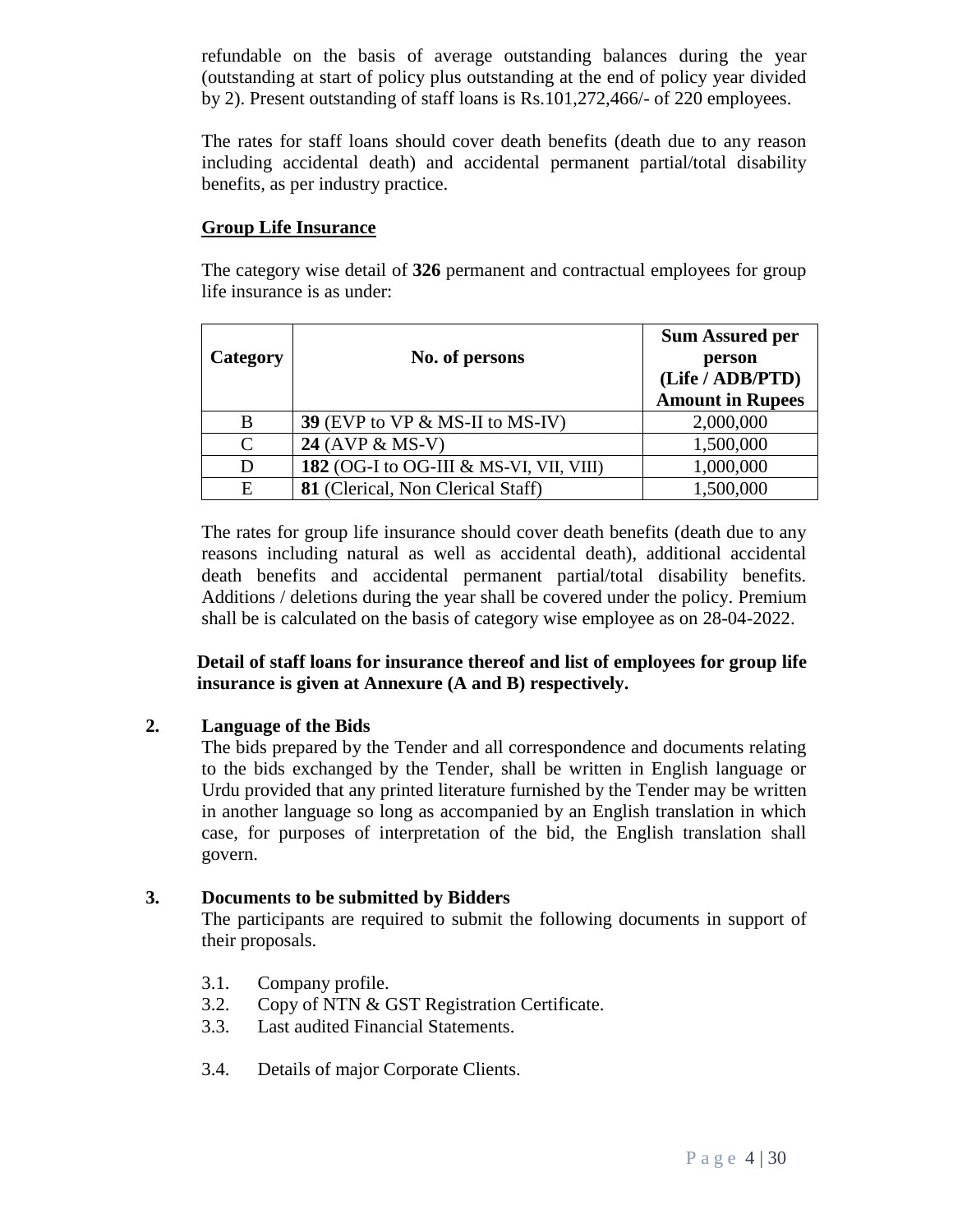refundable on the basis of average outstanding balances during the year (outstanding at start of policy plus outstanding at the end of policy year divided by 2). Present outstanding of staff loans is Rs.101,272,466/- of 220 employees.

The rates for staff loans should cover death benefits (death due to any reason including accidental death) and accidental permanent partial/total disability benefits, as per industry practice.

**Group Life Insurance**

The category wise detail of **326** permanent and contractual employees for group life insurance is as under:

| Category | No. of persons | Sum Assured per person (Life / ADB/PTD) Amount in Rupees |
|---|---|---|
| B | **39** (EVP to VP & MS-II to MS-IV) | 2,000,000 |
| C | **24** (AVP & MS-V) | 1,500,000 |
| D | **182** (OG-I to OG-III & MS-VI, VII, VIII) | 1,000,000 |
| E | **81** (Clerical, Non Clerical Staff) | 1,500,000 |

The rates for group life insurance should cover death benefits (death due to any reasons including natural as well as accidental death), additional accidental death benefits and accidental permanent partial/total disability benefits. Additions / deletions during the year shall be covered under the policy. Premium shall be is calculated on the basis of category wise employee as on 28-04-2022.

**Detail of staff loans for insurance thereof and list of employees for group life insurance is given at Annexure (A and B) respectively.**

**2. Language of the Bids**

The bids prepared by the Tender and all correspondence and documents relating to the bids exchanged by the Tender, shall be written in English language or Urdu provided that any printed literature furnished by the Tender may be written in another language so long as accompanied by an English translation in which case, for purposes of interpretation of the bid, the English translation shall govern.

**3. Documents to be submitted by Bidders**

The participants are required to submit the following documents in support of their proposals.

3.1. Company profile.
3.2. Copy of NTN & GST Registration Certificate.
3.3. Last audited Financial Statements.
3.4. Details of major Corporate Clients.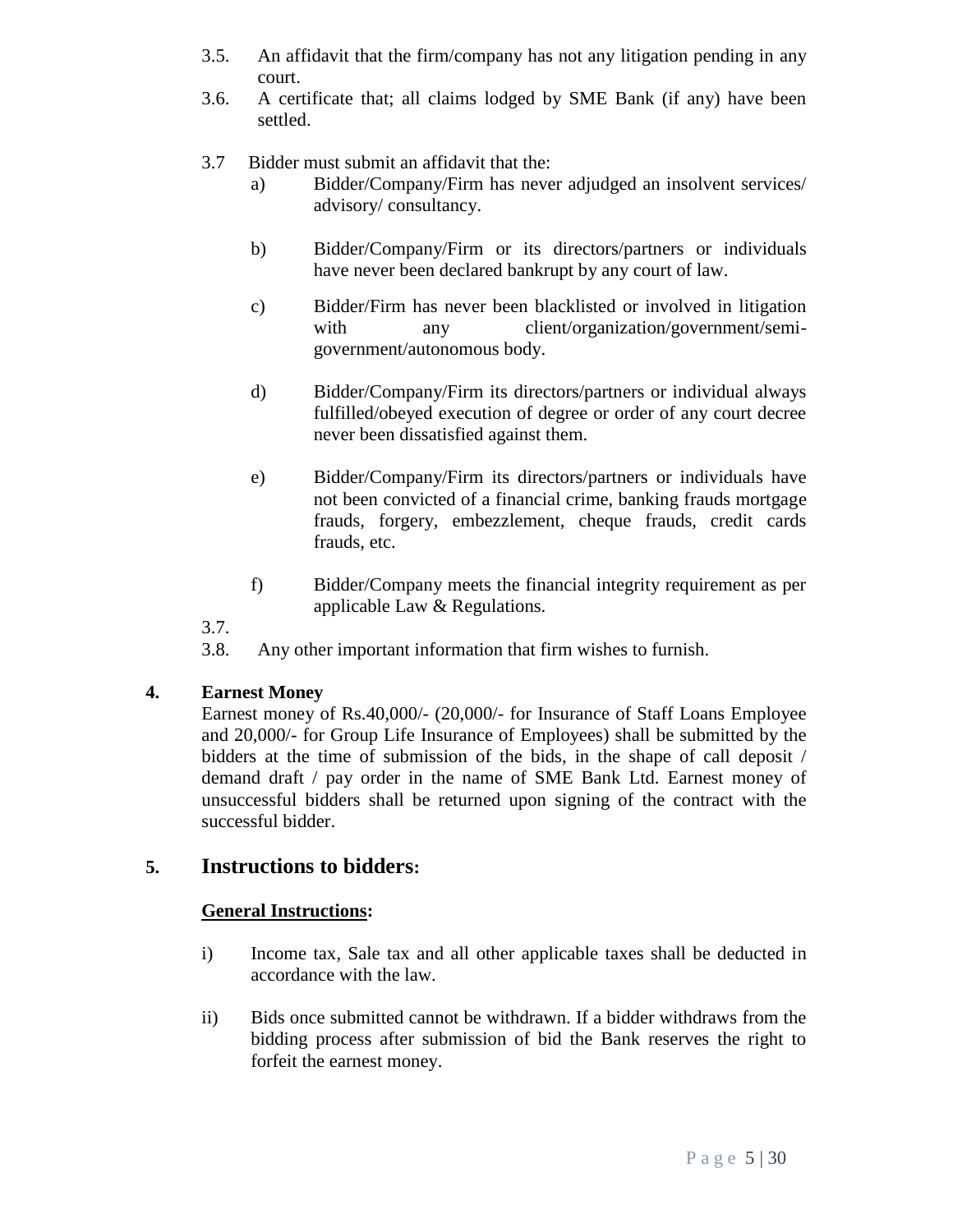3.5. An affidavit that the firm/company has not any litigation pending in any court.

3.6. A certificate that; all claims lodged by SME Bank (if any) have been settled.

3.7 Bidder must submit an affidavit that the:

a) Bidder/Company/Firm has never adjudged an insolvent services/ advisory/ consultancy.

b) Bidder/Company/Firm or its directors/partners or individuals have never been declared bankrupt by any court of law.

c) Bidder/Firm has never been blacklisted or involved in litigation with any client/organization/government/semi-government/autonomous body.

d) Bidder/Company/Firm its directors/partners or individual always fulfilled/obeyed execution of degree or order of any court decree never been dissatisfied against them.

e) Bidder/Company/Firm its directors/partners or individuals have not been convicted of a financial crime, banking frauds mortgage frauds, forgery, embezzlement, cheque frauds, credit cards frauds, etc.

f) Bidder/Company meets the financial integrity requirement as per applicable Law & Regulations.

3.7.

3.8. Any other important information that firm wishes to furnish.

**4. Earnest Money**

Earnest money of Rs.40,000/- (20,000/- for Insurance of Staff Loans Employee and 20,000/- for Group Life Insurance of Employees) shall be submitted by the bidders at the time of submission of the bids, in the shape of call deposit / demand draft / pay order in the name of SME Bank Ltd. Earnest money of unsuccessful bidders shall be returned upon signing of the contract with the successful bidder.

## 5. Instructions to bidders:

**General Instructions:**

i) Income tax, Sale tax and all other applicable taxes shall be deducted in accordance with the law.

ii) Bids once submitted cannot be withdrawn. If a bidder withdraws from the bidding process after submission of bid the Bank reserves the right to forfeit the earnest money.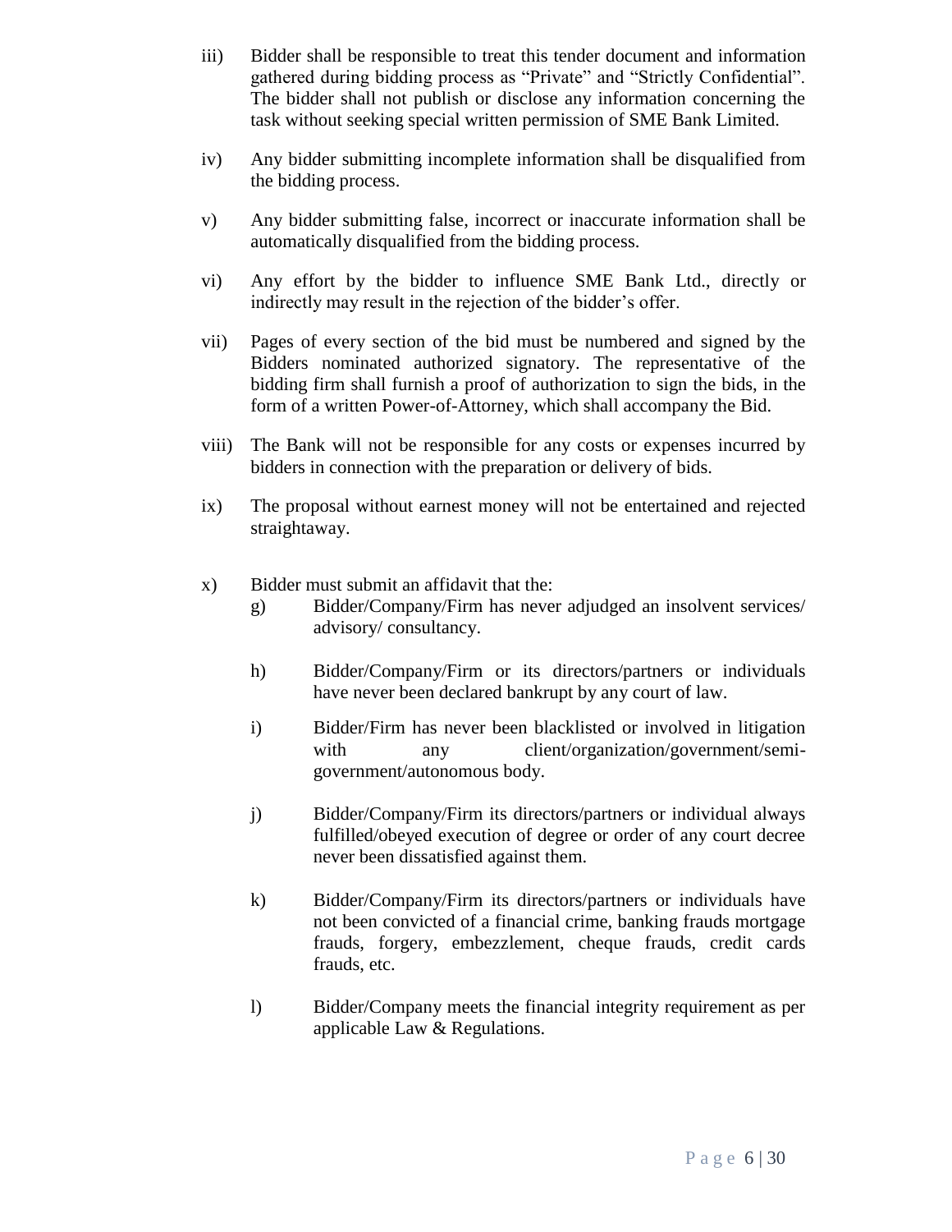iii) Bidder shall be responsible to treat this tender document and information gathered during bidding process as "Private" and "Strictly Confidential". The bidder shall not publish or disclose any information concerning the task without seeking special written permission of SME Bank Limited.

iv) Any bidder submitting incomplete information shall be disqualified from the bidding process.

v) Any bidder submitting false, incorrect or inaccurate information shall be automatically disqualified from the bidding process.

vi) Any effort by the bidder to influence SME Bank Ltd., directly or indirectly may result in the rejection of the bidder's offer.

vii) Pages of every section of the bid must be numbered and signed by the Bidders nominated authorized signatory. The representative of the bidding firm shall furnish a proof of authorization to sign the bids, in the form of a written Power-of-Attorney, which shall accompany the Bid.

viii) The Bank will not be responsible for any costs or expenses incurred by bidders in connection with the preparation or delivery of bids.

ix) The proposal without earnest money will not be entertained and rejected straightaway.

x) Bidder must submit an affidavit that the:

   g) Bidder/Company/Firm has never adjudged an insolvent services/ advisory/ consultancy.

   h) Bidder/Company/Firm or its directors/partners or individuals have never been declared bankrupt by any court of law.

   i) Bidder/Firm has never been blacklisted or involved in litigation with any client/organization/government/semi-government/autonomous body.

   j) Bidder/Company/Firm its directors/partners or individual always fulfilled/obeyed execution of degree or order of any court decree never been dissatisfied against them.

   k) Bidder/Company/Firm its directors/partners or individuals have not been convicted of a financial crime, banking frauds mortgage frauds, forgery, embezzlement, cheque frauds, credit cards frauds, etc.

   l) Bidder/Company meets the financial integrity requirement as per applicable Law & Regulations.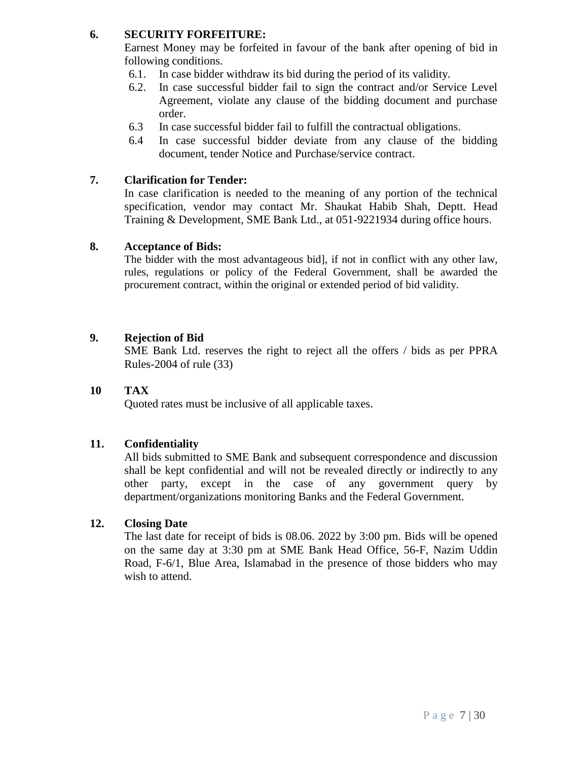**6. SECURITY FORFEITURE:**

Earnest Money may be forfeited in favour of the bank after opening of bid in following conditions.

6.1. In case bidder withdraw its bid during the period of its validity.

6.2. In case successful bidder fail to sign the contract and/or Service Level Agreement, violate any clause of the bidding document and purchase order.

6.3 In case successful bidder fail to fulfill the contractual obligations.

6.4 In case successful bidder deviate from any clause of the bidding document, tender Notice and Purchase/service contract.

**7. Clarification for Tender:**

In case clarification is needed to the meaning of any portion of the technical specification, vendor may contact Mr. Shaukat Habib Shah, Deptt. Head Training & Development, SME Bank Ltd., at 051-9221934 during office hours.

**8. Acceptance of Bids:**

The bidder with the most advantageous bid], if not in conflict with any other law, rules, regulations or policy of the Federal Government, shall be awarded the procurement contract, within the original or extended period of bid validity.

**9. Rejection of Bid**

SME Bank Ltd. reserves the right to reject all the offers / bids as per PPRA Rules-2004 of rule (33)

**10 TAX**

Quoted rates must be inclusive of all applicable taxes.

**11. Confidentiality**

All bids submitted to SME Bank and subsequent correspondence and discussion shall be kept confidential and will not be revealed directly or indirectly to any other party, except in the case of any government query by department/organizations monitoring Banks and the Federal Government.

**12. Closing Date**

The last date for receipt of bids is 08.06. 2022 by 3:00 pm. Bids will be opened on the same day at 3:30 pm at SME Bank Head Office, 56-F, Nazim Uddin Road, F-6/1, Blue Area, Islamabad in the presence of those bidders who may wish to attend.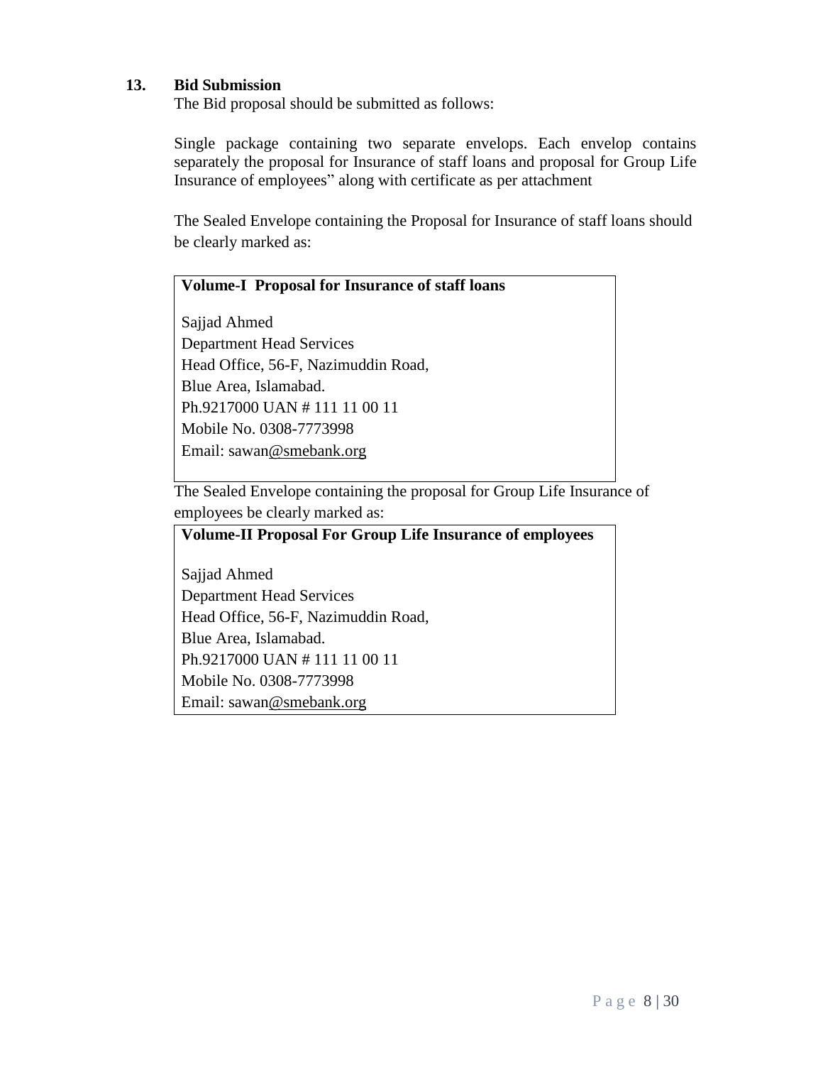### 13. Bid Submission

The Bid proposal should be submitted as follows:

Single package containing two separate envelops. Each envelop contains separately the proposal for Insurance of staff loans and proposal for Group Life Insurance of employees" along with certificate as per attachment

The Sealed Envelope containing the Proposal for Insurance of staff loans should be clearly marked as:

| **Volume-I Proposal for Insurance of staff loans**<br><br>Sajjad Ahmed<br>Department Head Services<br>Head Office, 56-F, Nazimuddin Road,<br>Blue Area, Islamabad.<br>Ph.9217000 UAN # 111 11 00 11<br>Mobile No. 0308-7773998<br>Email: sawan@smebank.org |
|---|

The Sealed Envelope containing the proposal for Group Life Insurance of employees be clearly marked as:

| **Volume-II Proposal For Group Life Insurance of employees**<br><br>Sajjad Ahmed<br>Department Head Services<br>Head Office, 56-F, Nazimuddin Road,<br>Blue Area, Islamabad.<br>Ph.9217000 UAN # 111 11 00 11<br>Mobile No. 0308-7773998<br>Email: sawan@smebank.org |
|---|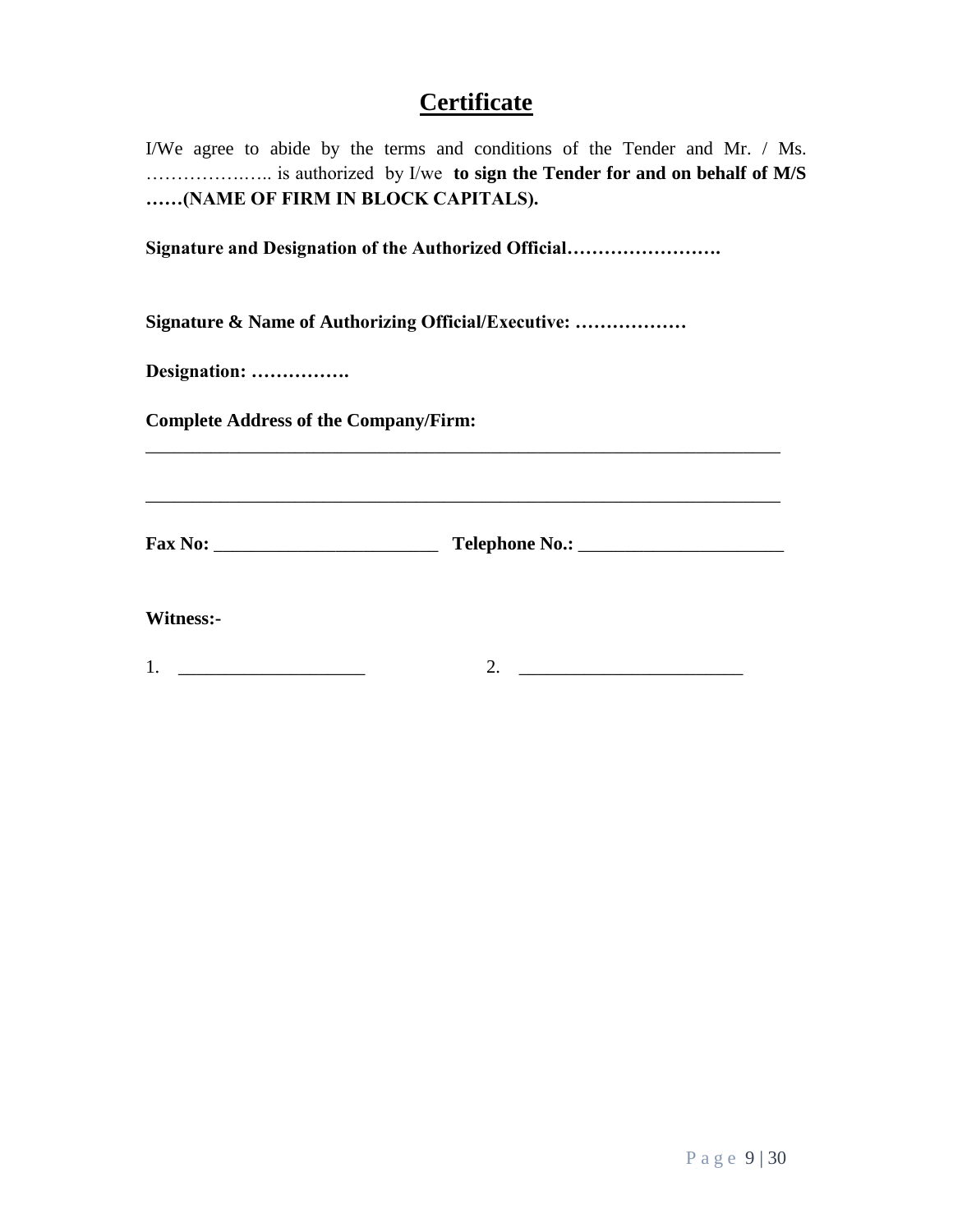# Certificate

I/We agree to abide by the terms and conditions of the Tender and Mr. / Ms. ……………….….. is authorized by I/we **to sign the Tender for and on behalf of M/S ……(NAME OF FIRM IN BLOCK CAPITALS).**

**Signature and Designation of the Authorized Official…………………….**

**Signature & Name of Authorizing Official/Executive: ………………**

**Designation: …………….**

**Complete Address of the Company/Firm:**

______________________________________________________________________

______________________________________________________________________

**Fax No:** ________________________ **Telephone No.:** ______________________

**Witness:-**

1. ____________________ 2. ________________________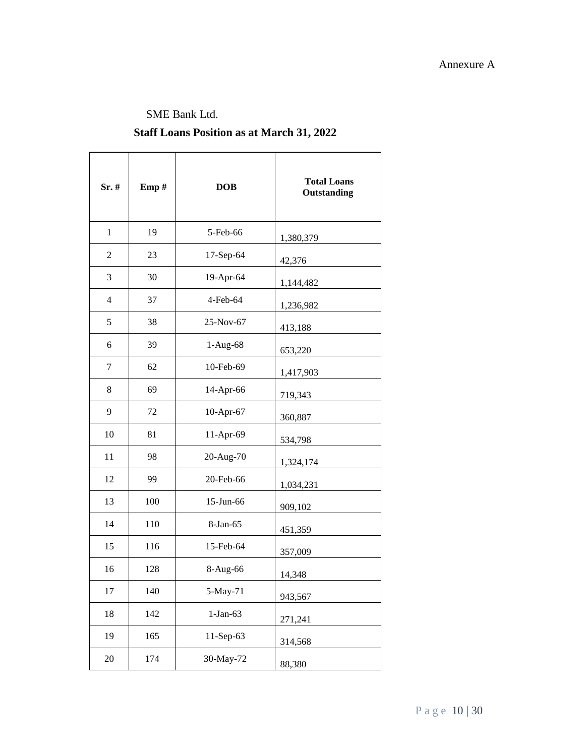Annexure A

SME Bank Ltd.

**Staff Loans Position as at March 31, 2022**

| Sr. # | Emp # | DOB | Total Loans Outstanding |
|---|---|---|---|
| 1 | 19 | 5-Feb-66 | 1,380,379 |
| 2 | 23 | 17-Sep-64 | 42,376 |
| 3 | 30 | 19-Apr-64 | 1,144,482 |
| 4 | 37 | 4-Feb-64 | 1,236,982 |
| 5 | 38 | 25-Nov-67 | 413,188 |
| 6 | 39 | 1-Aug-68 | 653,220 |
| 7 | 62 | 10-Feb-69 | 1,417,903 |
| 8 | 69 | 14-Apr-66 | 719,343 |
| 9 | 72 | 10-Apr-67 | 360,887 |
| 10 | 81 | 11-Apr-69 | 534,798 |
| 11 | 98 | 20-Aug-70 | 1,324,174 |
| 12 | 99 | 20-Feb-66 | 1,034,231 |
| 13 | 100 | 15-Jun-66 | 909,102 |
| 14 | 110 | 8-Jan-65 | 451,359 |
| 15 | 116 | 15-Feb-64 | 357,009 |
| 16 | 128 | 8-Aug-66 | 14,348 |
| 17 | 140 | 5-May-71 | 943,567 |
| 18 | 142 | 1-Jan-63 | 271,241 |
| 19 | 165 | 11-Sep-63 | 314,568 |
| 20 | 174 | 30-May-72 | 88,380 |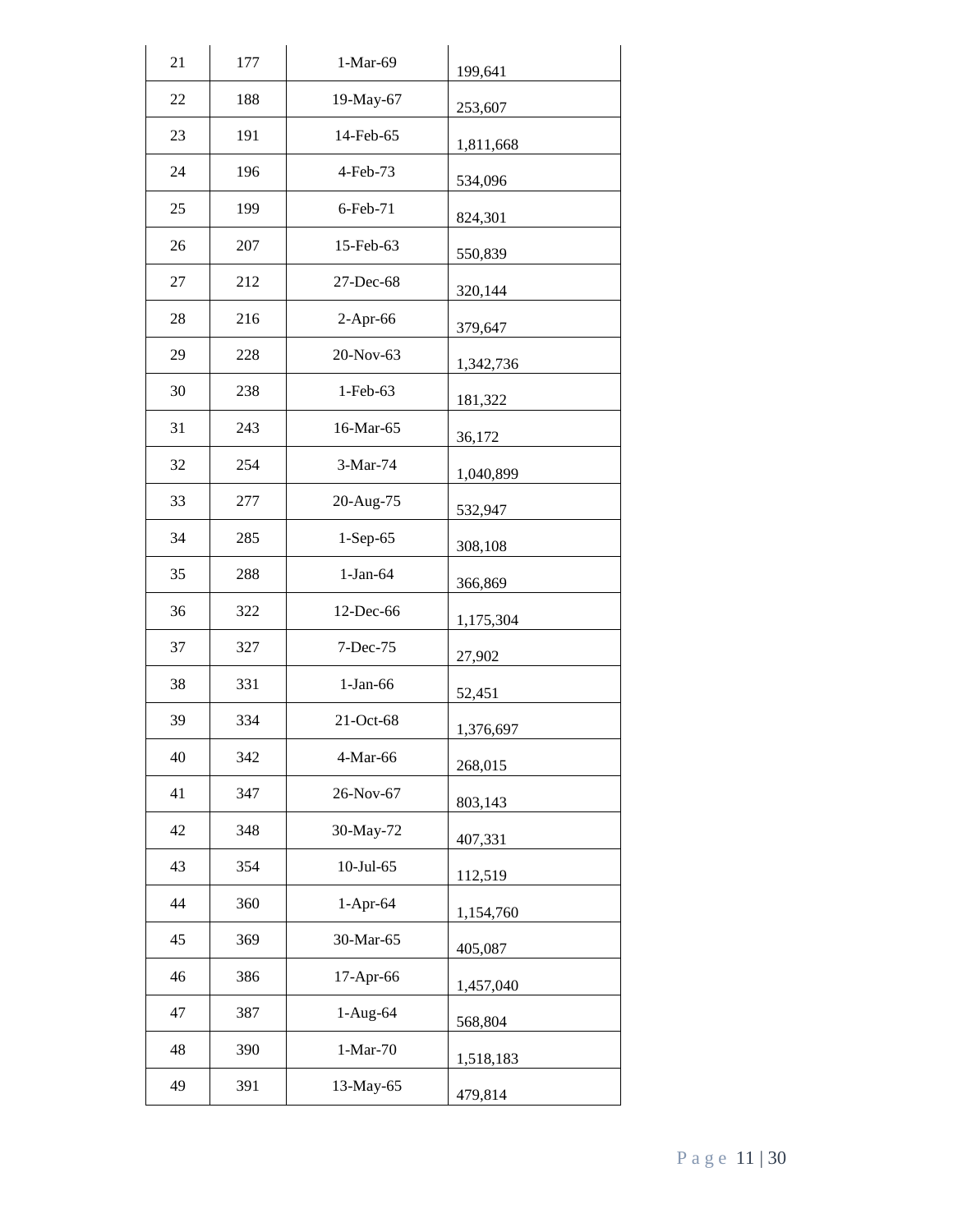| 21 | 177 | 1-Mar-69 | 199,641 |
|---|---|---|---|
| 22 | 188 | 19-May-67 | 253,607 |
| 23 | 191 | 14-Feb-65 | 1,811,668 |
| 24 | 196 | 4-Feb-73 | 534,096 |
| 25 | 199 | 6-Feb-71 | 824,301 |
| 26 | 207 | 15-Feb-63 | 550,839 |
| 27 | 212 | 27-Dec-68 | 320,144 |
| 28 | 216 | 2-Apr-66 | 379,647 |
| 29 | 228 | 20-Nov-63 | 1,342,736 |
| 30 | 238 | 1-Feb-63 | 181,322 |
| 31 | 243 | 16-Mar-65 | 36,172 |
| 32 | 254 | 3-Mar-74 | 1,040,899 |
| 33 | 277 | 20-Aug-75 | 532,947 |
| 34 | 285 | 1-Sep-65 | 308,108 |
| 35 | 288 | 1-Jan-64 | 366,869 |
| 36 | 322 | 12-Dec-66 | 1,175,304 |
| 37 | 327 | 7-Dec-75 | 27,902 |
| 38 | 331 | 1-Jan-66 | 52,451 |
| 39 | 334 | 21-Oct-68 | 1,376,697 |
| 40 | 342 | 4-Mar-66 | 268,015 |
| 41 | 347 | 26-Nov-67 | 803,143 |
| 42 | 348 | 30-May-72 | 407,331 |
| 43 | 354 | 10-Jul-65 | 112,519 |
| 44 | 360 | 1-Apr-64 | 1,154,760 |
| 45 | 369 | 30-Mar-65 | 405,087 |
| 46 | 386 | 17-Apr-66 | 1,457,040 |
| 47 | 387 | 1-Aug-64 | 568,804 |
| 48 | 390 | 1-Mar-70 | 1,518,183 |
| 49 | 391 | 13-May-65 | 479,814 |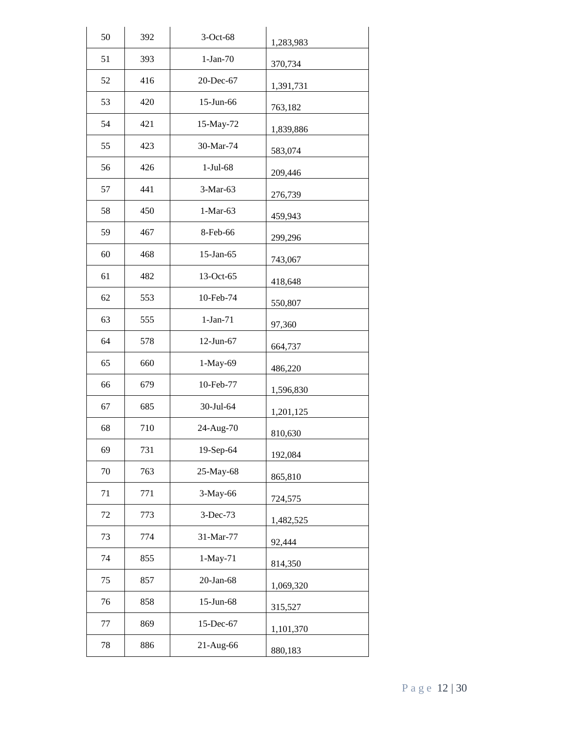| | | | |
|---|---|---|---|
| 50 | 392 | 3-Oct-68 | 1,283,983 |
| 51 | 393 | 1-Jan-70 | 370,734 |
| 52 | 416 | 20-Dec-67 | 1,391,731 |
| 53 | 420 | 15-Jun-66 | 763,182 |
| 54 | 421 | 15-May-72 | 1,839,886 |
| 55 | 423 | 30-Mar-74 | 583,074 |
| 56 | 426 | 1-Jul-68 | 209,446 |
| 57 | 441 | 3-Mar-63 | 276,739 |
| 58 | 450 | 1-Mar-63 | 459,943 |
| 59 | 467 | 8-Feb-66 | 299,296 |
| 60 | 468 | 15-Jan-65 | 743,067 |
| 61 | 482 | 13-Oct-65 | 418,648 |
| 62 | 553 | 10-Feb-74 | 550,807 |
| 63 | 555 | 1-Jan-71 | 97,360 |
| 64 | 578 | 12-Jun-67 | 664,737 |
| 65 | 660 | 1-May-69 | 486,220 |
| 66 | 679 | 10-Feb-77 | 1,596,830 |
| 67 | 685 | 30-Jul-64 | 1,201,125 |
| 68 | 710 | 24-Aug-70 | 810,630 |
| 69 | 731 | 19-Sep-64 | 192,084 |
| 70 | 763 | 25-May-68 | 865,810 |
| 71 | 771 | 3-May-66 | 724,575 |
| 72 | 773 | 3-Dec-73 | 1,482,525 |
| 73 | 774 | 31-Mar-77 | 92,444 |
| 74 | 855 | 1-May-71 | 814,350 |
| 75 | 857 | 20-Jan-68 | 1,069,320 |
| 76 | 858 | 15-Jun-68 | 315,527 |
| 77 | 869 | 15-Dec-67 | 1,101,370 |
| 78 | 886 | 21-Aug-66 | 880,183 |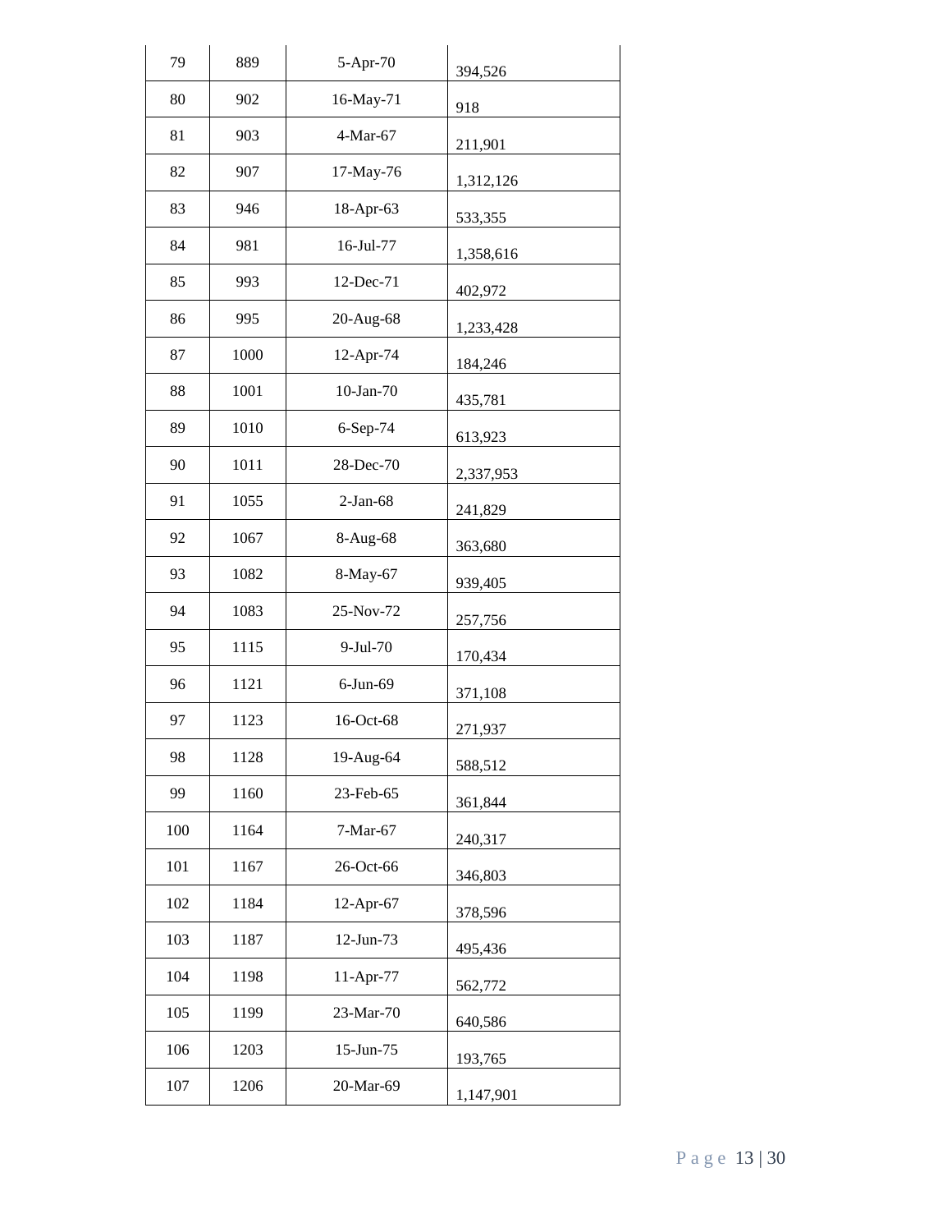| 79 | 889 | 5-Apr-70 | 394,526 |
|---|---|---|---|
| 80 | 902 | 16-May-71 | 918 |
| 81 | 903 | 4-Mar-67 | 211,901 |
| 82 | 907 | 17-May-76 | 1,312,126 |
| 83 | 946 | 18-Apr-63 | 533,355 |
| 84 | 981 | 16-Jul-77 | 1,358,616 |
| 85 | 993 | 12-Dec-71 | 402,972 |
| 86 | 995 | 20-Aug-68 | 1,233,428 |
| 87 | 1000 | 12-Apr-74 | 184,246 |
| 88 | 1001 | 10-Jan-70 | 435,781 |
| 89 | 1010 | 6-Sep-74 | 613,923 |
| 90 | 1011 | 28-Dec-70 | 2,337,953 |
| 91 | 1055 | 2-Jan-68 | 241,829 |
| 92 | 1067 | 8-Aug-68 | 363,680 |
| 93 | 1082 | 8-May-67 | 939,405 |
| 94 | 1083 | 25-Nov-72 | 257,756 |
| 95 | 1115 | 9-Jul-70 | 170,434 |
| 96 | 1121 | 6-Jun-69 | 371,108 |
| 97 | 1123 | 16-Oct-68 | 271,937 |
| 98 | 1128 | 19-Aug-64 | 588,512 |
| 99 | 1160 | 23-Feb-65 | 361,844 |
| 100 | 1164 | 7-Mar-67 | 240,317 |
| 101 | 1167 | 26-Oct-66 | 346,803 |
| 102 | 1184 | 12-Apr-67 | 378,596 |
| 103 | 1187 | 12-Jun-73 | 495,436 |
| 104 | 1198 | 11-Apr-77 | 562,772 |
| 105 | 1199 | 23-Mar-70 | 640,586 |
| 106 | 1203 | 15-Jun-75 | 193,765 |
| 107 | 1206 | 20-Mar-69 | 1,147,901 |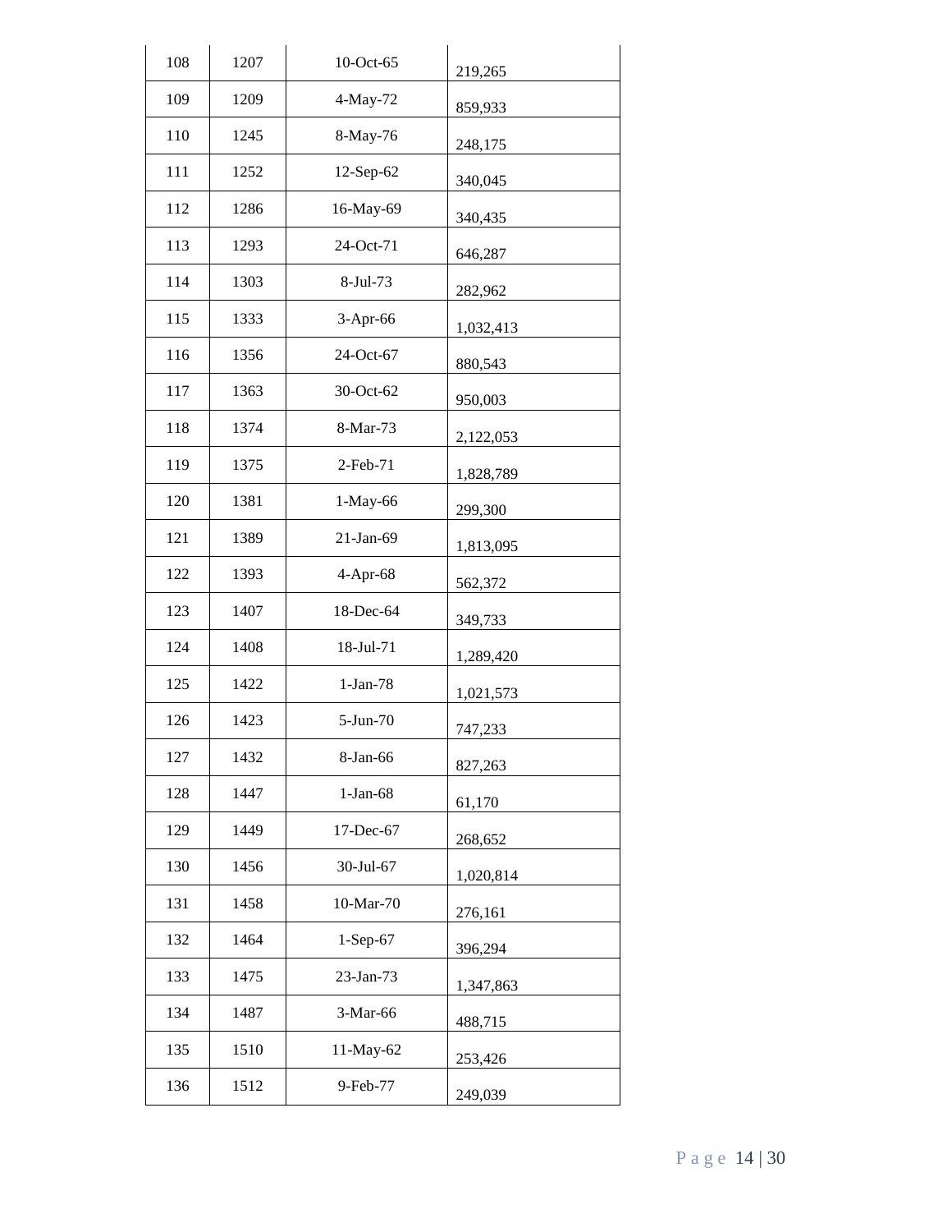| 108 | 1207 | 10-Oct-65 | 219,265 |
|---|---|---|---|
| 109 | 1209 | 4-May-72 | 859,933 |
| 110 | 1245 | 8-May-76 | 248,175 |
| 111 | 1252 | 12-Sep-62 | 340,045 |
| 112 | 1286 | 16-May-69 | 340,435 |
| 113 | 1293 | 24-Oct-71 | 646,287 |
| 114 | 1303 | 8-Jul-73 | 282,962 |
| 115 | 1333 | 3-Apr-66 | 1,032,413 |
| 116 | 1356 | 24-Oct-67 | 880,543 |
| 117 | 1363 | 30-Oct-62 | 950,003 |
| 118 | 1374 | 8-Mar-73 | 2,122,053 |
| 119 | 1375 | 2-Feb-71 | 1,828,789 |
| 120 | 1381 | 1-May-66 | 299,300 |
| 121 | 1389 | 21-Jan-69 | 1,813,095 |
| 122 | 1393 | 4-Apr-68 | 562,372 |
| 123 | 1407 | 18-Dec-64 | 349,733 |
| 124 | 1408 | 18-Jul-71 | 1,289,420 |
| 125 | 1422 | 1-Jan-78 | 1,021,573 |
| 126 | 1423 | 5-Jun-70 | 747,233 |
| 127 | 1432 | 8-Jan-66 | 827,263 |
| 128 | 1447 | 1-Jan-68 | 61,170 |
| 129 | 1449 | 17-Dec-67 | 268,652 |
| 130 | 1456 | 30-Jul-67 | 1,020,814 |
| 131 | 1458 | 10-Mar-70 | 276,161 |
| 132 | 1464 | 1-Sep-67 | 396,294 |
| 133 | 1475 | 23-Jan-73 | 1,347,863 |
| 134 | 1487 | 3-Mar-66 | 488,715 |
| 135 | 1510 | 11-May-62 | 253,426 |
| 136 | 1512 | 9-Feb-77 | 249,039 |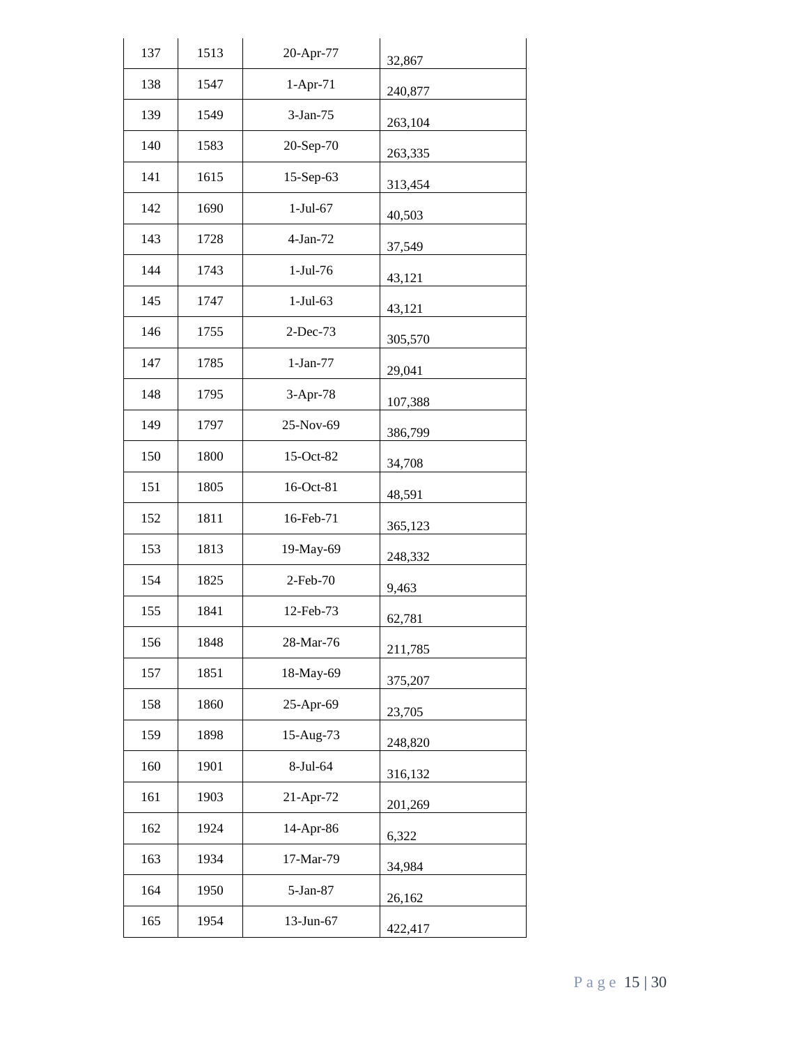| 137 | 1513 | 20-Apr-77 | 32,867 |
|---|---|---|---|
| 138 | 1547 | 1-Apr-71 | 240,877 |
| 139 | 1549 | 3-Jan-75 | 263,104 |
| 140 | 1583 | 20-Sep-70 | 263,335 |
| 141 | 1615 | 15-Sep-63 | 313,454 |
| 142 | 1690 | 1-Jul-67 | 40,503 |
| 143 | 1728 | 4-Jan-72 | 37,549 |
| 144 | 1743 | 1-Jul-76 | 43,121 |
| 145 | 1747 | 1-Jul-63 | 43,121 |
| 146 | 1755 | 2-Dec-73 | 305,570 |
| 147 | 1785 | 1-Jan-77 | 29,041 |
| 148 | 1795 | 3-Apr-78 | 107,388 |
| 149 | 1797 | 25-Nov-69 | 386,799 |
| 150 | 1800 | 15-Oct-82 | 34,708 |
| 151 | 1805 | 16-Oct-81 | 48,591 |
| 152 | 1811 | 16-Feb-71 | 365,123 |
| 153 | 1813 | 19-May-69 | 248,332 |
| 154 | 1825 | 2-Feb-70 | 9,463 |
| 155 | 1841 | 12-Feb-73 | 62,781 |
| 156 | 1848 | 28-Mar-76 | 211,785 |
| 157 | 1851 | 18-May-69 | 375,207 |
| 158 | 1860 | 25-Apr-69 | 23,705 |
| 159 | 1898 | 15-Aug-73 | 248,820 |
| 160 | 1901 | 8-Jul-64 | 316,132 |
| 161 | 1903 | 21-Apr-72 | 201,269 |
| 162 | 1924 | 14-Apr-86 | 6,322 |
| 163 | 1934 | 17-Mar-79 | 34,984 |
| 164 | 1950 | 5-Jan-87 | 26,162 |
| 165 | 1954 | 13-Jun-67 | 422,417 |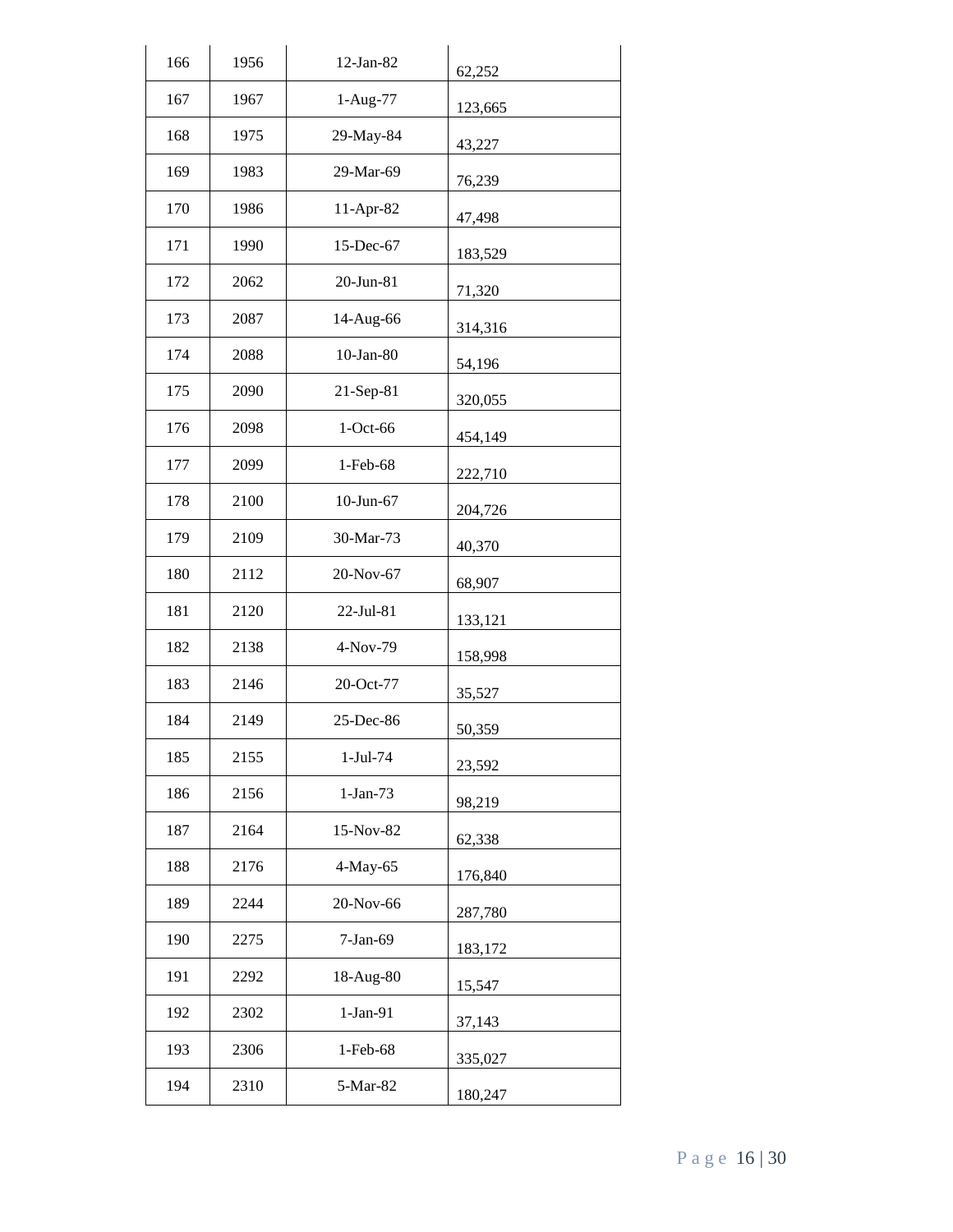| | | | |
|---|---|---|---|
| 166 | 1956 | 12-Jan-82 | 62,252 |
| 167 | 1967 | 1-Aug-77 | 123,665 |
| 168 | 1975 | 29-May-84 | 43,227 |
| 169 | 1983 | 29-Mar-69 | 76,239 |
| 170 | 1986 | 11-Apr-82 | 47,498 |
| 171 | 1990 | 15-Dec-67 | 183,529 |
| 172 | 2062 | 20-Jun-81 | 71,320 |
| 173 | 2087 | 14-Aug-66 | 314,316 |
| 174 | 2088 | 10-Jan-80 | 54,196 |
| 175 | 2090 | 21-Sep-81 | 320,055 |
| 176 | 2098 | 1-Oct-66 | 454,149 |
| 177 | 2099 | 1-Feb-68 | 222,710 |
| 178 | 2100 | 10-Jun-67 | 204,726 |
| 179 | 2109 | 30-Mar-73 | 40,370 |
| 180 | 2112 | 20-Nov-67 | 68,907 |
| 181 | 2120 | 22-Jul-81 | 133,121 |
| 182 | 2138 | 4-Nov-79 | 158,998 |
| 183 | 2146 | 20-Oct-77 | 35,527 |
| 184 | 2149 | 25-Dec-86 | 50,359 |
| 185 | 2155 | 1-Jul-74 | 23,592 |
| 186 | 2156 | 1-Jan-73 | 98,219 |
| 187 | 2164 | 15-Nov-82 | 62,338 |
| 188 | 2176 | 4-May-65 | 176,840 |
| 189 | 2244 | 20-Nov-66 | 287,780 |
| 190 | 2275 | 7-Jan-69 | 183,172 |
| 191 | 2292 | 18-Aug-80 | 15,547 |
| 192 | 2302 | 1-Jan-91 | 37,143 |
| 193 | 2306 | 1-Feb-68 | 335,027 |
| 194 | 2310 | 5-Mar-82 | 180,247 |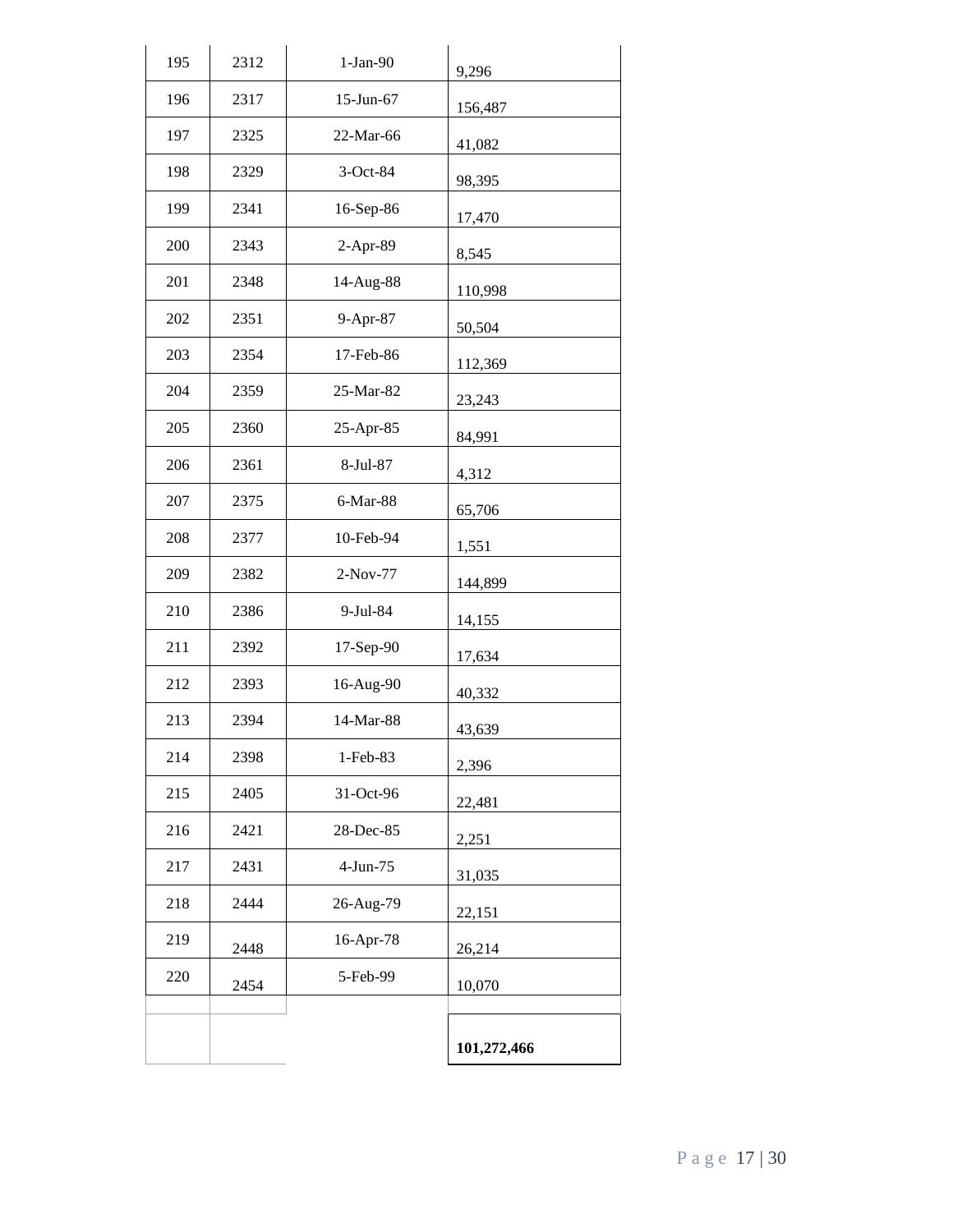| | | | |
|---|---|---|---|
| 195 | 2312 | 1-Jan-90 | 9,296 |
| 196 | 2317 | 15-Jun-67 | 156,487 |
| 197 | 2325 | 22-Mar-66 | 41,082 |
| 198 | 2329 | 3-Oct-84 | 98,395 |
| 199 | 2341 | 16-Sep-86 | 17,470 |
| 200 | 2343 | 2-Apr-89 | 8,545 |
| 201 | 2348 | 14-Aug-88 | 110,998 |
| 202 | 2351 | 9-Apr-87 | 50,504 |
| 203 | 2354 | 17-Feb-86 | 112,369 |
| 204 | 2359 | 25-Mar-82 | 23,243 |
| 205 | 2360 | 25-Apr-85 | 84,991 |
| 206 | 2361 | 8-Jul-87 | 4,312 |
| 207 | 2375 | 6-Mar-88 | 65,706 |
| 208 | 2377 | 10-Feb-94 | 1,551 |
| 209 | 2382 | 2-Nov-77 | 144,899 |
| 210 | 2386 | 9-Jul-84 | 14,155 |
| 211 | 2392 | 17-Sep-90 | 17,634 |
| 212 | 2393 | 16-Aug-90 | 40,332 |
| 213 | 2394 | 14-Mar-88 | 43,639 |
| 214 | 2398 | 1-Feb-83 | 2,396 |
| 215 | 2405 | 31-Oct-96 | 22,481 |
| 216 | 2421 | 28-Dec-85 | 2,251 |
| 217 | 2431 | 4-Jun-75 | 31,035 |
| 218 | 2444 | 26-Aug-79 | 22,151 |
| 219 | 2448 | 16-Apr-78 | 26,214 |
| 220 | 2454 | 5-Feb-99 | 10,070 |
| | | | |
| | | | **101,272,466** |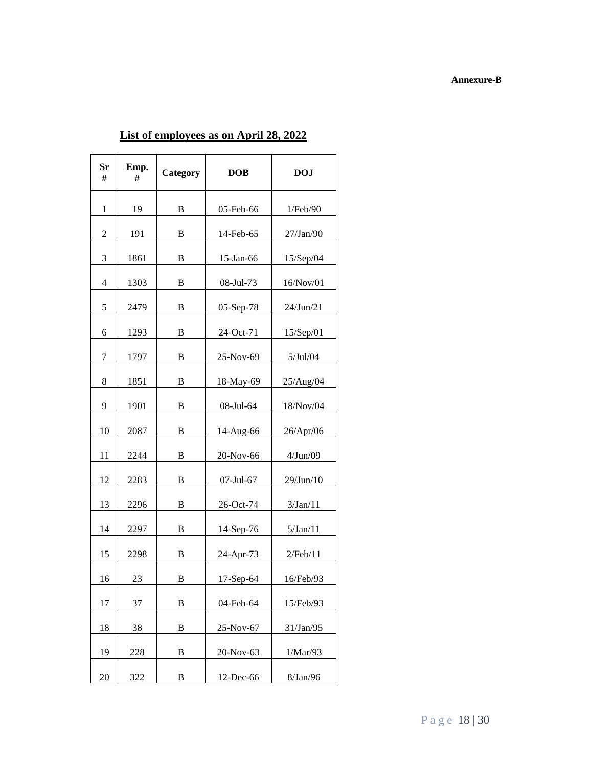**Annexure-B**

## List of employees as on April 28, 2022

| Sr # | Emp. # | Category | DOB | DOJ |
|---|---|---|---|---|
| 1 | 19 | B | 05-Feb-66 | 1/Feb/90 |
| 2 | 191 | B | 14-Feb-65 | 27/Jan/90 |
| 3 | 1861 | B | 15-Jan-66 | 15/Sep/04 |
| 4 | 1303 | B | 08-Jul-73 | 16/Nov/01 |
| 5 | 2479 | B | 05-Sep-78 | 24/Jun/21 |
| 6 | 1293 | B | 24-Oct-71 | 15/Sep/01 |
| 7 | 1797 | B | 25-Nov-69 | 5/Jul/04 |
| 8 | 1851 | B | 18-May-69 | 25/Aug/04 |
| 9 | 1901 | B | 08-Jul-64 | 18/Nov/04 |
| 10 | 2087 | B | 14-Aug-66 | 26/Apr/06 |
| 11 | 2244 | B | 20-Nov-66 | 4/Jun/09 |
| 12 | 2283 | B | 07-Jul-67 | 29/Jun/10 |
| 13 | 2296 | B | 26-Oct-74 | 3/Jan/11 |
| 14 | 2297 | B | 14-Sep-76 | 5/Jan/11 |
| 15 | 2298 | B | 24-Apr-73 | 2/Feb/11 |
| 16 | 23 | B | 17-Sep-64 | 16/Feb/93 |
| 17 | 37 | B | 04-Feb-64 | 15/Feb/93 |
| 18 | 38 | B | 25-Nov-67 | 31/Jan/95 |
| 19 | 228 | B | 20-Nov-63 | 1/Mar/93 |
| 20 | 322 | B | 12-Dec-66 | 8/Jan/96 |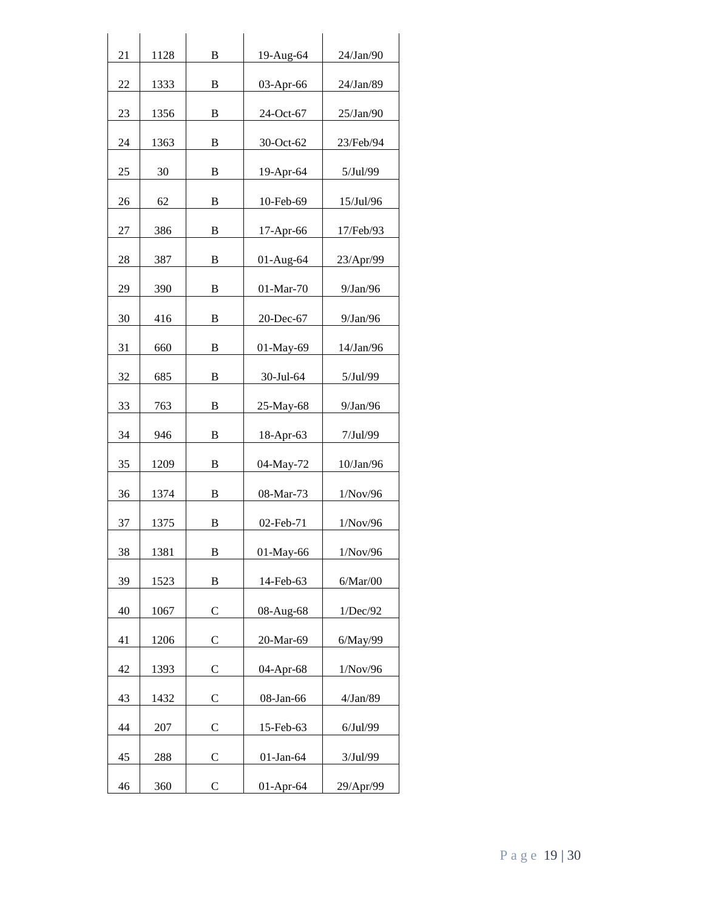| 21 | 1128 | B | 19-Aug-64 | 24/Jan/90 |
|---|---|---|---|---|
| 22 | 1333 | B | 03-Apr-66 | 24/Jan/89 |
| 23 | 1356 | B | 24-Oct-67 | 25/Jan/90 |
| 24 | 1363 | B | 30-Oct-62 | 23/Feb/94 |
| 25 | 30 | B | 19-Apr-64 | 5/Jul/99 |
| 26 | 62 | B | 10-Feb-69 | 15/Jul/96 |
| 27 | 386 | B | 17-Apr-66 | 17/Feb/93 |
| 28 | 387 | B | 01-Aug-64 | 23/Apr/99 |
| 29 | 390 | B | 01-Mar-70 | 9/Jan/96 |
| 30 | 416 | B | 20-Dec-67 | 9/Jan/96 |
| 31 | 660 | B | 01-May-69 | 14/Jan/96 |
| 32 | 685 | B | 30-Jul-64 | 5/Jul/99 |
| 33 | 763 | B | 25-May-68 | 9/Jan/96 |
| 34 | 946 | B | 18-Apr-63 | 7/Jul/99 |
| 35 | 1209 | B | 04-May-72 | 10/Jan/96 |
| 36 | 1374 | B | 08-Mar-73 | 1/Nov/96 |
| 37 | 1375 | B | 02-Feb-71 | 1/Nov/96 |
| 38 | 1381 | B | 01-May-66 | 1/Nov/96 |
| 39 | 1523 | B | 14-Feb-63 | 6/Mar/00 |
| 40 | 1067 | C | 08-Aug-68 | 1/Dec/92 |
| 41 | 1206 | C | 20-Mar-69 | 6/May/99 |
| 42 | 1393 | C | 04-Apr-68 | 1/Nov/96 |
| 43 | 1432 | C | 08-Jan-66 | 4/Jan/89 |
| 44 | 207 | C | 15-Feb-63 | 6/Jul/99 |
| 45 | 288 | C | 01-Jan-64 | 3/Jul/99 |
| 46 | 360 | C | 01-Apr-64 | 29/Apr/99 |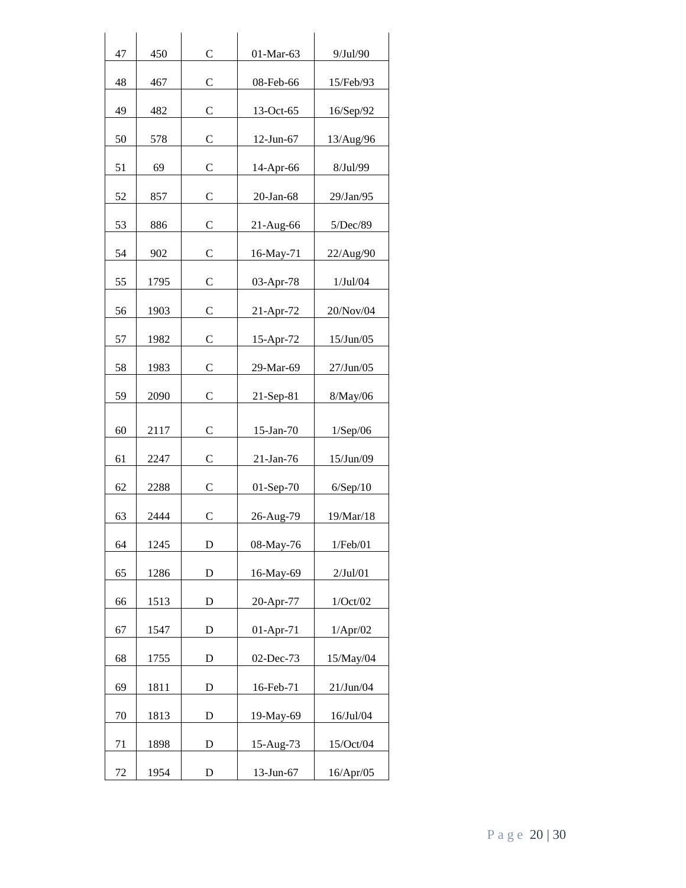| 47 | 450 | C | 01-Mar-63 | 9/Jul/90 |
|---|---|---|---|---|
| 48 | 467 | C | 08-Feb-66 | 15/Feb/93 |
| 49 | 482 | C | 13-Oct-65 | 16/Sep/92 |
| 50 | 578 | C | 12-Jun-67 | 13/Aug/96 |
| 51 | 69 | C | 14-Apr-66 | 8/Jul/99 |
| 52 | 857 | C | 20-Jan-68 | 29/Jan/95 |
| 53 | 886 | C | 21-Aug-66 | 5/Dec/89 |
| 54 | 902 | C | 16-May-71 | 22/Aug/90 |
| 55 | 1795 | C | 03-Apr-78 | 1/Jul/04 |
| 56 | 1903 | C | 21-Apr-72 | 20/Nov/04 |
| 57 | 1982 | C | 15-Apr-72 | 15/Jun/05 |
| 58 | 1983 | C | 29-Mar-69 | 27/Jun/05 |
| 59 | 2090 | C | 21-Sep-81 | 8/May/06 |
| 60 | 2117 | C | 15-Jan-70 | 1/Sep/06 |
| 61 | 2247 | C | 21-Jan-76 | 15/Jun/09 |
| 62 | 2288 | C | 01-Sep-70 | 6/Sep/10 |
| 63 | 2444 | C | 26-Aug-79 | 19/Mar/18 |
| 64 | 1245 | D | 08-May-76 | 1/Feb/01 |
| 65 | 1286 | D | 16-May-69 | 2/Jul/01 |
| 66 | 1513 | D | 20-Apr-77 | 1/Oct/02 |
| 67 | 1547 | D | 01-Apr-71 | 1/Apr/02 |
| 68 | 1755 | D | 02-Dec-73 | 15/May/04 |
| 69 | 1811 | D | 16-Feb-71 | 21/Jun/04 |
| 70 | 1813 | D | 19-May-69 | 16/Jul/04 |
| 71 | 1898 | D | 15-Aug-73 | 15/Oct/04 |
| 72 | 1954 | D | 13-Jun-67 | 16/Apr/05 |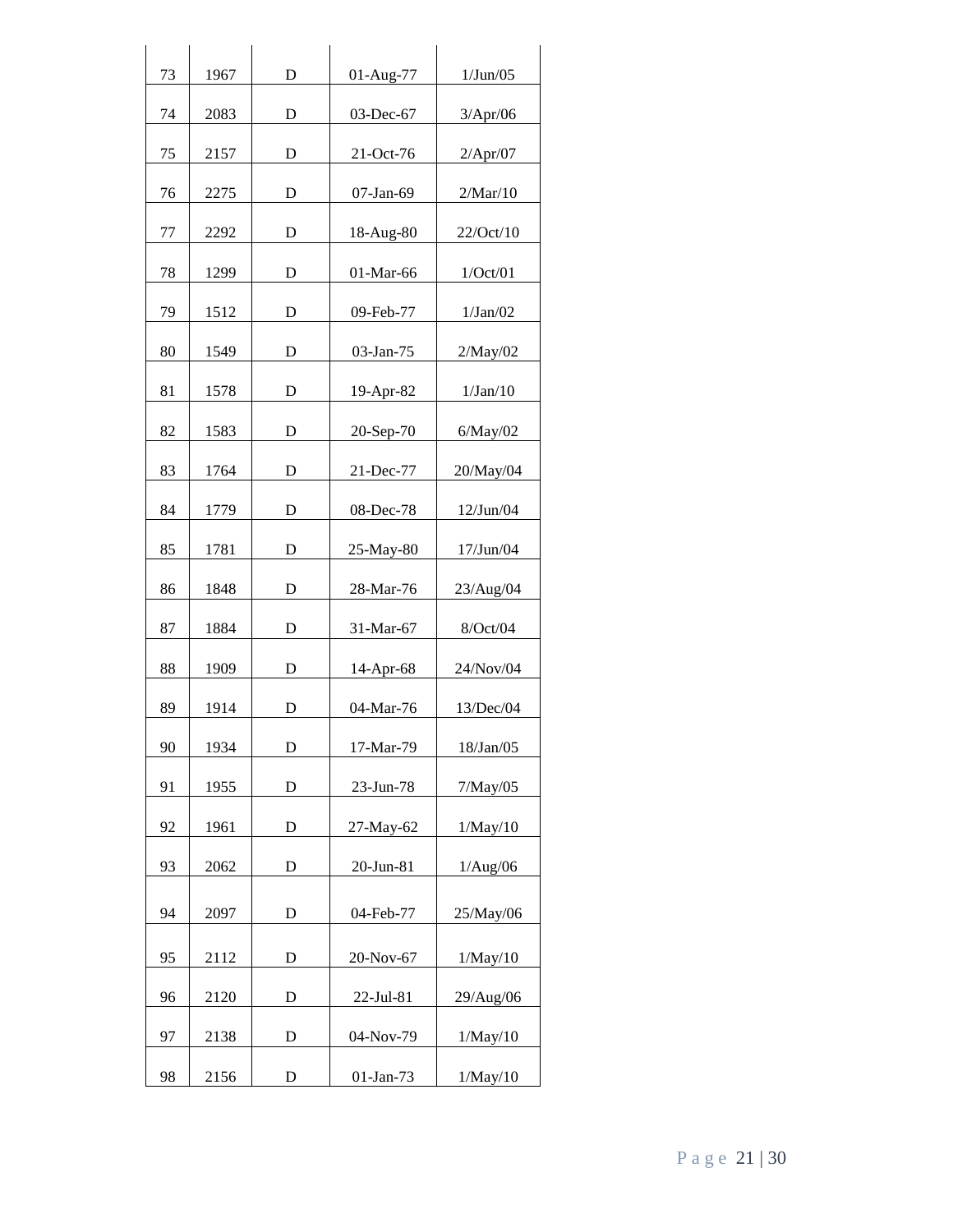| | | | | |
|---|---|---|---|---|
| 73 | 1967 | D | 01-Aug-77 | 1/Jun/05 |
| 74 | 2083 | D | 03-Dec-67 | 3/Apr/06 |
| 75 | 2157 | D | 21-Oct-76 | 2/Apr/07 |
| 76 | 2275 | D | 07-Jan-69 | 2/Mar/10 |
| 77 | 2292 | D | 18-Aug-80 | 22/Oct/10 |
| 78 | 1299 | D | 01-Mar-66 | 1/Oct/01 |
| 79 | 1512 | D | 09-Feb-77 | 1/Jan/02 |
| 80 | 1549 | D | 03-Jan-75 | 2/May/02 |
| 81 | 1578 | D | 19-Apr-82 | 1/Jan/10 |
| 82 | 1583 | D | 20-Sep-70 | 6/May/02 |
| 83 | 1764 | D | 21-Dec-77 | 20/May/04 |
| 84 | 1779 | D | 08-Dec-78 | 12/Jun/04 |
| 85 | 1781 | D | 25-May-80 | 17/Jun/04 |
| 86 | 1848 | D | 28-Mar-76 | 23/Aug/04 |
| 87 | 1884 | D | 31-Mar-67 | 8/Oct/04 |
| 88 | 1909 | D | 14-Apr-68 | 24/Nov/04 |
| 89 | 1914 | D | 04-Mar-76 | 13/Dec/04 |
| 90 | 1934 | D | 17-Mar-79 | 18/Jan/05 |
| 91 | 1955 | D | 23-Jun-78 | 7/May/05 |
| 92 | 1961 | D | 27-May-62 | 1/May/10 |
| 93 | 2062 | D | 20-Jun-81 | 1/Aug/06 |
| 94 | 2097 | D | 04-Feb-77 | 25/May/06 |
| 95 | 2112 | D | 20-Nov-67 | 1/May/10 |
| 96 | 2120 | D | 22-Jul-81 | 29/Aug/06 |
| 97 | 2138 | D | 04-Nov-79 | 1/May/10 |
| 98 | 2156 | D | 01-Jan-73 | 1/May/10 |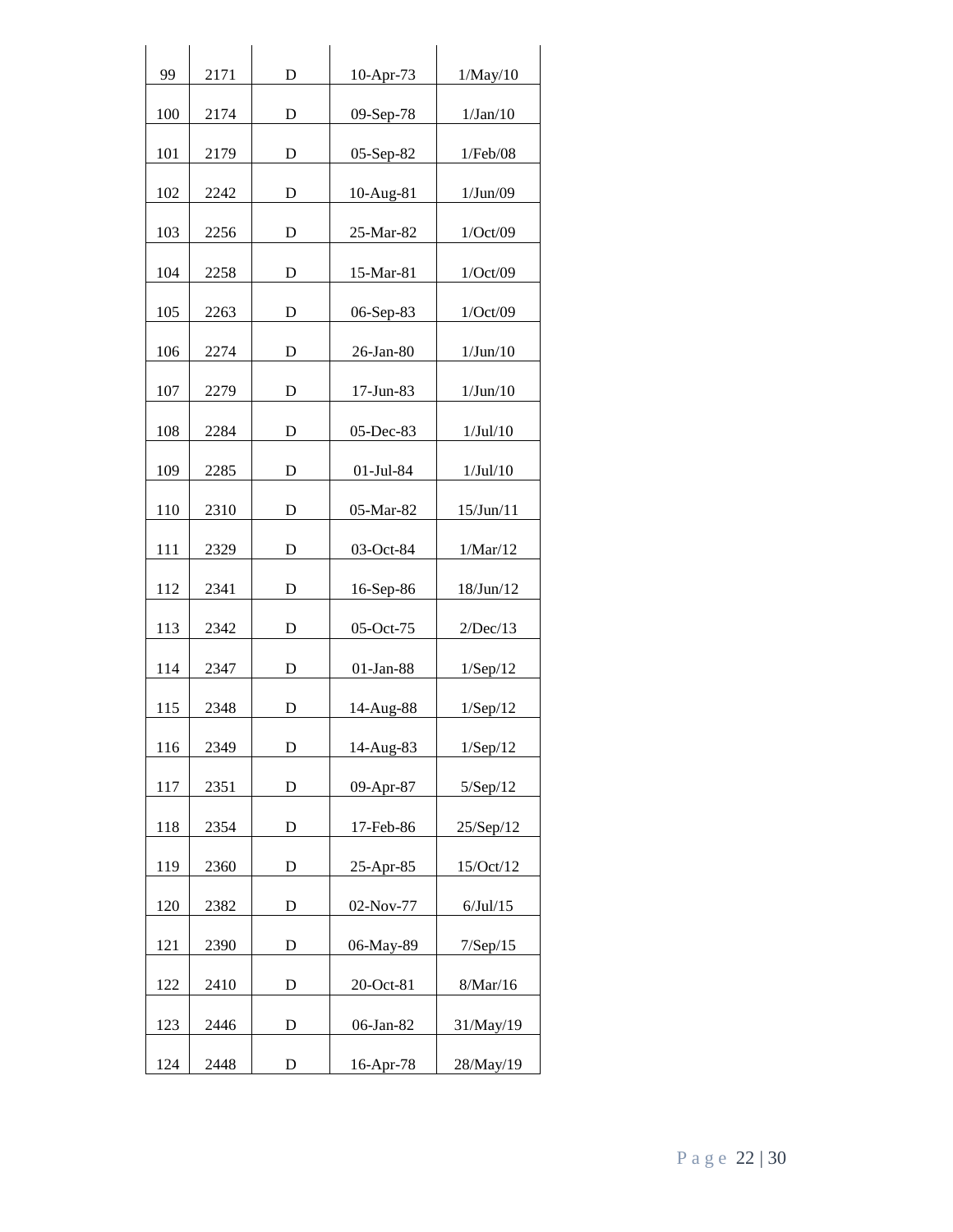| 99 | 2171 | D | 10-Apr-73 | 1/May/10 |
|---|---|---|---|---|
| 100 | 2174 | D | 09-Sep-78 | 1/Jan/10 |
| 101 | 2179 | D | 05-Sep-82 | 1/Feb/08 |
| 102 | 2242 | D | 10-Aug-81 | 1/Jun/09 |
| 103 | 2256 | D | 25-Mar-82 | 1/Oct/09 |
| 104 | 2258 | D | 15-Mar-81 | 1/Oct/09 |
| 105 | 2263 | D | 06-Sep-83 | 1/Oct/09 |
| 106 | 2274 | D | 26-Jan-80 | 1/Jun/10 |
| 107 | 2279 | D | 17-Jun-83 | 1/Jun/10 |
| 108 | 2284 | D | 05-Dec-83 | 1/Jul/10 |
| 109 | 2285 | D | 01-Jul-84 | 1/Jul/10 |
| 110 | 2310 | D | 05-Mar-82 | 15/Jun/11 |
| 111 | 2329 | D | 03-Oct-84 | 1/Mar/12 |
| 112 | 2341 | D | 16-Sep-86 | 18/Jun/12 |
| 113 | 2342 | D | 05-Oct-75 | 2/Dec/13 |
| 114 | 2347 | D | 01-Jan-88 | 1/Sep/12 |
| 115 | 2348 | D | 14-Aug-88 | 1/Sep/12 |
| 116 | 2349 | D | 14-Aug-83 | 1/Sep/12 |
| 117 | 2351 | D | 09-Apr-87 | 5/Sep/12 |
| 118 | 2354 | D | 17-Feb-86 | 25/Sep/12 |
| 119 | 2360 | D | 25-Apr-85 | 15/Oct/12 |
| 120 | 2382 | D | 02-Nov-77 | 6/Jul/15 |
| 121 | 2390 | D | 06-May-89 | 7/Sep/15 |
| 122 | 2410 | D | 20-Oct-81 | 8/Mar/16 |
| 123 | 2446 | D | 06-Jan-82 | 31/May/19 |
| 124 | 2448 | D | 16-Apr-78 | 28/May/19 |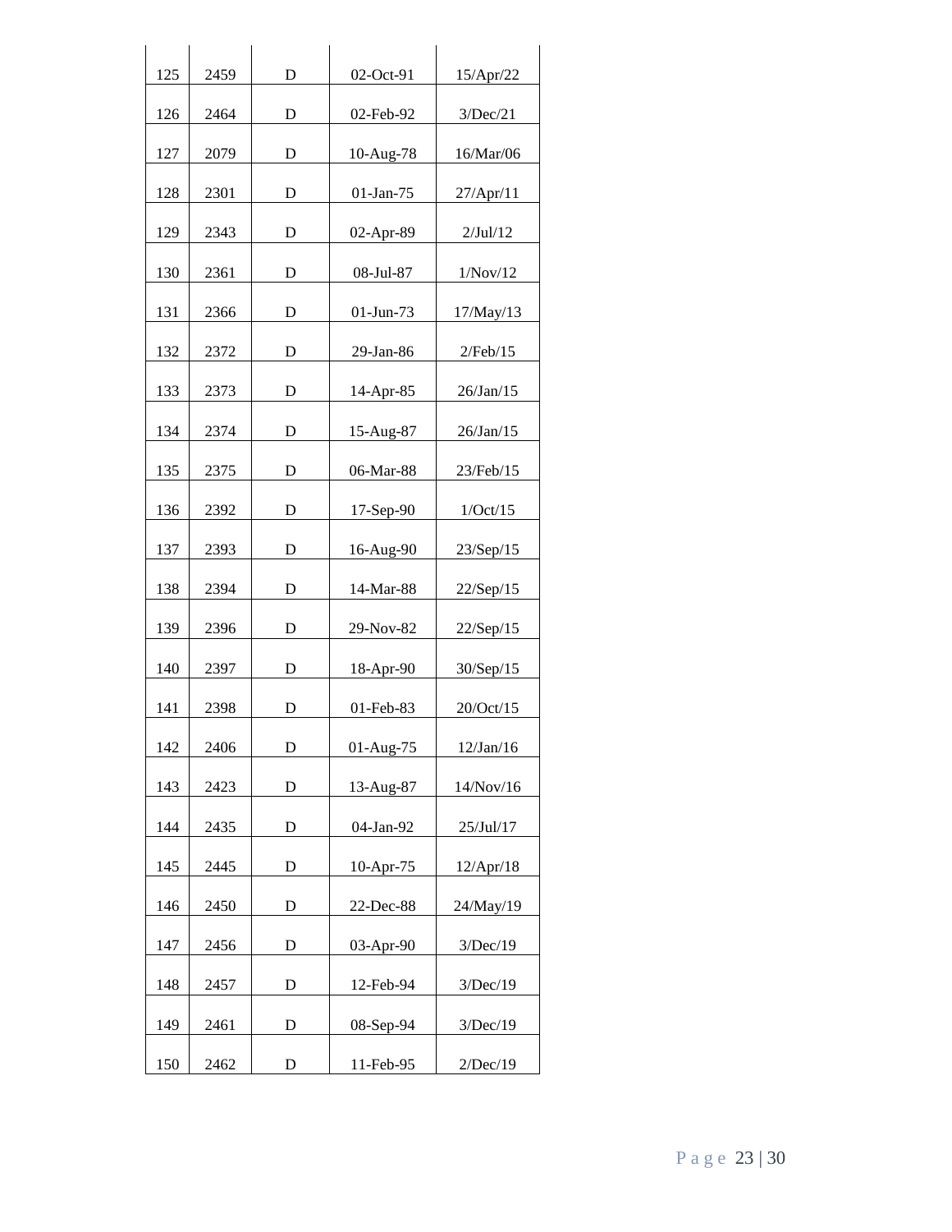| 125 | 2459 | D | 02-Oct-91 | 15/Apr/22 |
|---|---|---|---|---|
| 126 | 2464 | D | 02-Feb-92 | 3/Dec/21 |
| 127 | 2079 | D | 10-Aug-78 | 16/Mar/06 |
| 128 | 2301 | D | 01-Jan-75 | 27/Apr/11 |
| 129 | 2343 | D | 02-Apr-89 | 2/Jul/12 |
| 130 | 2361 | D | 08-Jul-87 | 1/Nov/12 |
| 131 | 2366 | D | 01-Jun-73 | 17/May/13 |
| 132 | 2372 | D | 29-Jan-86 | 2/Feb/15 |
| 133 | 2373 | D | 14-Apr-85 | 26/Jan/15 |
| 134 | 2374 | D | 15-Aug-87 | 26/Jan/15 |
| 135 | 2375 | D | 06-Mar-88 | 23/Feb/15 |
| 136 | 2392 | D | 17-Sep-90 | 1/Oct/15 |
| 137 | 2393 | D | 16-Aug-90 | 23/Sep/15 |
| 138 | 2394 | D | 14-Mar-88 | 22/Sep/15 |
| 139 | 2396 | D | 29-Nov-82 | 22/Sep/15 |
| 140 | 2397 | D | 18-Apr-90 | 30/Sep/15 |
| 141 | 2398 | D | 01-Feb-83 | 20/Oct/15 |
| 142 | 2406 | D | 01-Aug-75 | 12/Jan/16 |
| 143 | 2423 | D | 13-Aug-87 | 14/Nov/16 |
| 144 | 2435 | D | 04-Jan-92 | 25/Jul/17 |
| 145 | 2445 | D | 10-Apr-75 | 12/Apr/18 |
| 146 | 2450 | D | 22-Dec-88 | 24/May/19 |
| 147 | 2456 | D | 03-Apr-90 | 3/Dec/19 |
| 148 | 2457 | D | 12-Feb-94 | 3/Dec/19 |
| 149 | 2461 | D | 08-Sep-94 | 3/Dec/19 |
| 150 | 2462 | D | 11-Feb-95 | 2/Dec/19 |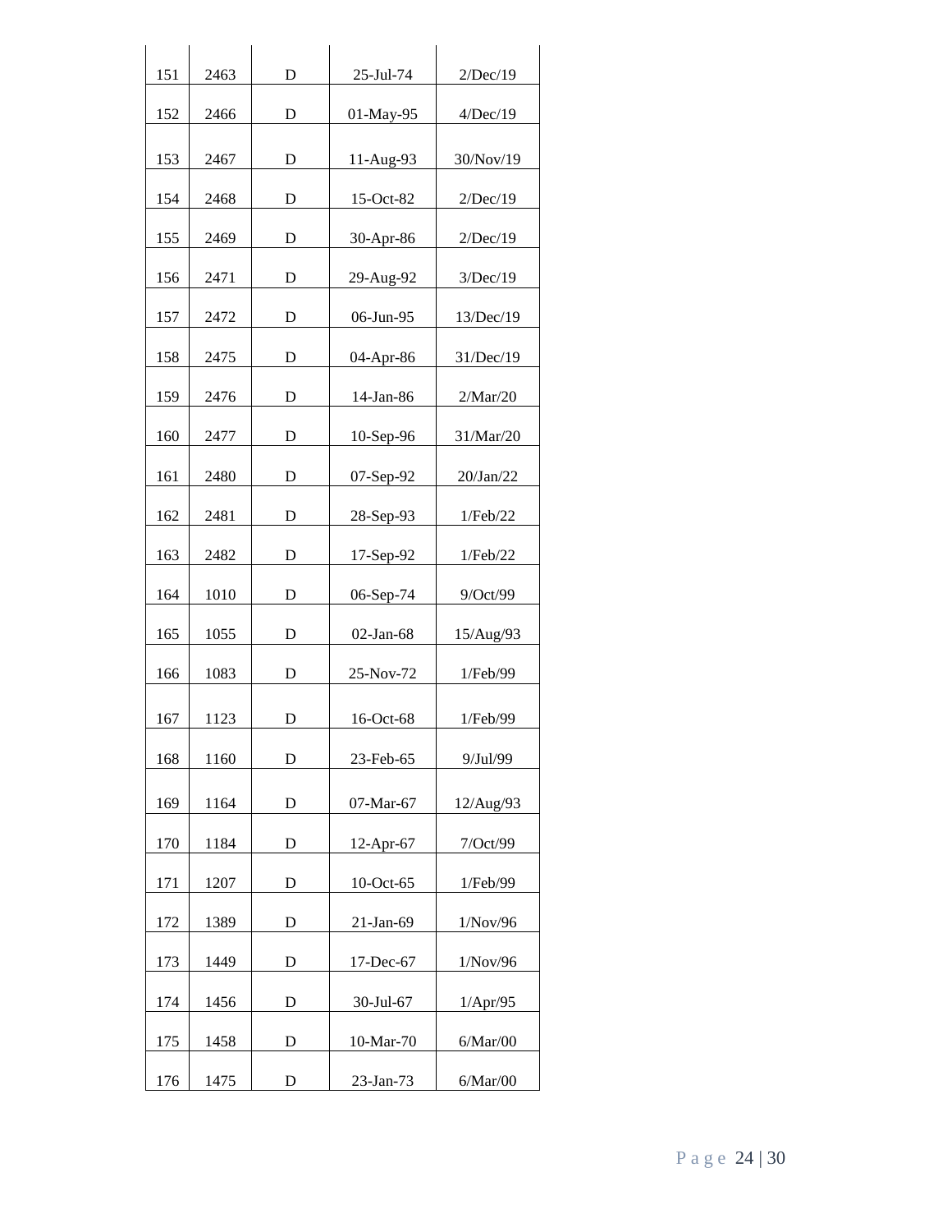| | | | | |
|---|---|---|---|---|
| 151 | 2463 | D | 25-Jul-74 | 2/Dec/19 |
| 152 | 2466 | D | 01-May-95 | 4/Dec/19 |
| 153 | 2467 | D | 11-Aug-93 | 30/Nov/19 |
| 154 | 2468 | D | 15-Oct-82 | 2/Dec/19 |
| 155 | 2469 | D | 30-Apr-86 | 2/Dec/19 |
| 156 | 2471 | D | 29-Aug-92 | 3/Dec/19 |
| 157 | 2472 | D | 06-Jun-95 | 13/Dec/19 |
| 158 | 2475 | D | 04-Apr-86 | 31/Dec/19 |
| 159 | 2476 | D | 14-Jan-86 | 2/Mar/20 |
| 160 | 2477 | D | 10-Sep-96 | 31/Mar/20 |
| 161 | 2480 | D | 07-Sep-92 | 20/Jan/22 |
| 162 | 2481 | D | 28-Sep-93 | 1/Feb/22 |
| 163 | 2482 | D | 17-Sep-92 | 1/Feb/22 |
| 164 | 1010 | D | 06-Sep-74 | 9/Oct/99 |
| 165 | 1055 | D | 02-Jan-68 | 15/Aug/93 |
| 166 | 1083 | D | 25-Nov-72 | 1/Feb/99 |
| 167 | 1123 | D | 16-Oct-68 | 1/Feb/99 |
| 168 | 1160 | D | 23-Feb-65 | 9/Jul/99 |
| 169 | 1164 | D | 07-Mar-67 | 12/Aug/93 |
| 170 | 1184 | D | 12-Apr-67 | 7/Oct/99 |
| 171 | 1207 | D | 10-Oct-65 | 1/Feb/99 |
| 172 | 1389 | D | 21-Jan-69 | 1/Nov/96 |
| 173 | 1449 | D | 17-Dec-67 | 1/Nov/96 |
| 174 | 1456 | D | 30-Jul-67 | 1/Apr/95 |
| 175 | 1458 | D | 10-Mar-70 | 6/Mar/00 |
| 176 | 1475 | D | 23-Jan-73 | 6/Mar/00 |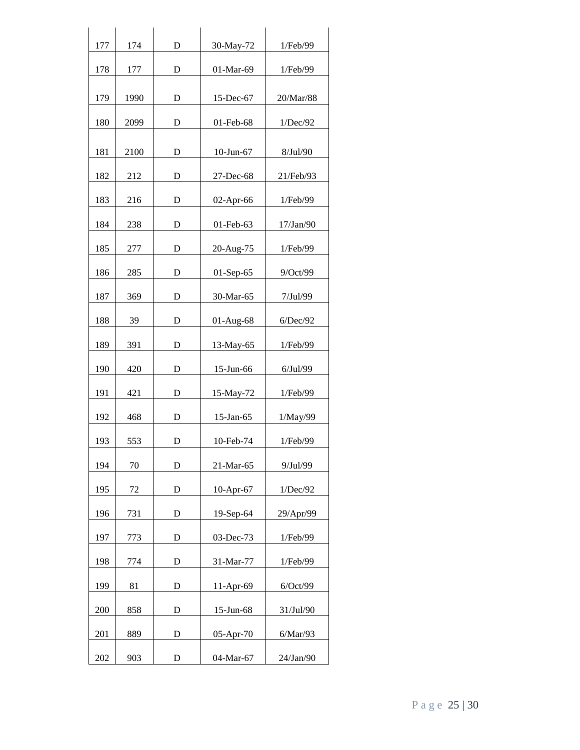| | | | | |
|---|---|---|---|---|
| 177 | 174 | D | 30-May-72 | 1/Feb/99 |
| 178 | 177 | D | 01-Mar-69 | 1/Feb/99 |
| 179 | 1990 | D | 15-Dec-67 | 20/Mar/88 |
| 180 | 2099 | D | 01-Feb-68 | 1/Dec/92 |
| 181 | 2100 | D | 10-Jun-67 | 8/Jul/90 |
| 182 | 212 | D | 27-Dec-68 | 21/Feb/93 |
| 183 | 216 | D | 02-Apr-66 | 1/Feb/99 |
| 184 | 238 | D | 01-Feb-63 | 17/Jan/90 |
| 185 | 277 | D | 20-Aug-75 | 1/Feb/99 |
| 186 | 285 | D | 01-Sep-65 | 9/Oct/99 |
| 187 | 369 | D | 30-Mar-65 | 7/Jul/99 |
| 188 | 39 | D | 01-Aug-68 | 6/Dec/92 |
| 189 | 391 | D | 13-May-65 | 1/Feb/99 |
| 190 | 420 | D | 15-Jun-66 | 6/Jul/99 |
| 191 | 421 | D | 15-May-72 | 1/Feb/99 |
| 192 | 468 | D | 15-Jan-65 | 1/May/99 |
| 193 | 553 | D | 10-Feb-74 | 1/Feb/99 |
| 194 | 70 | D | 21-Mar-65 | 9/Jul/99 |
| 195 | 72 | D | 10-Apr-67 | 1/Dec/92 |
| 196 | 731 | D | 19-Sep-64 | 29/Apr/99 |
| 197 | 773 | D | 03-Dec-73 | 1/Feb/99 |
| 198 | 774 | D | 31-Mar-77 | 1/Feb/99 |
| 199 | 81 | D | 11-Apr-69 | 6/Oct/99 |
| 200 | 858 | D | 15-Jun-68 | 31/Jul/90 |
| 201 | 889 | D | 05-Apr-70 | 6/Mar/93 |
| 202 | 903 | D | 04-Mar-67 | 24/Jan/90 |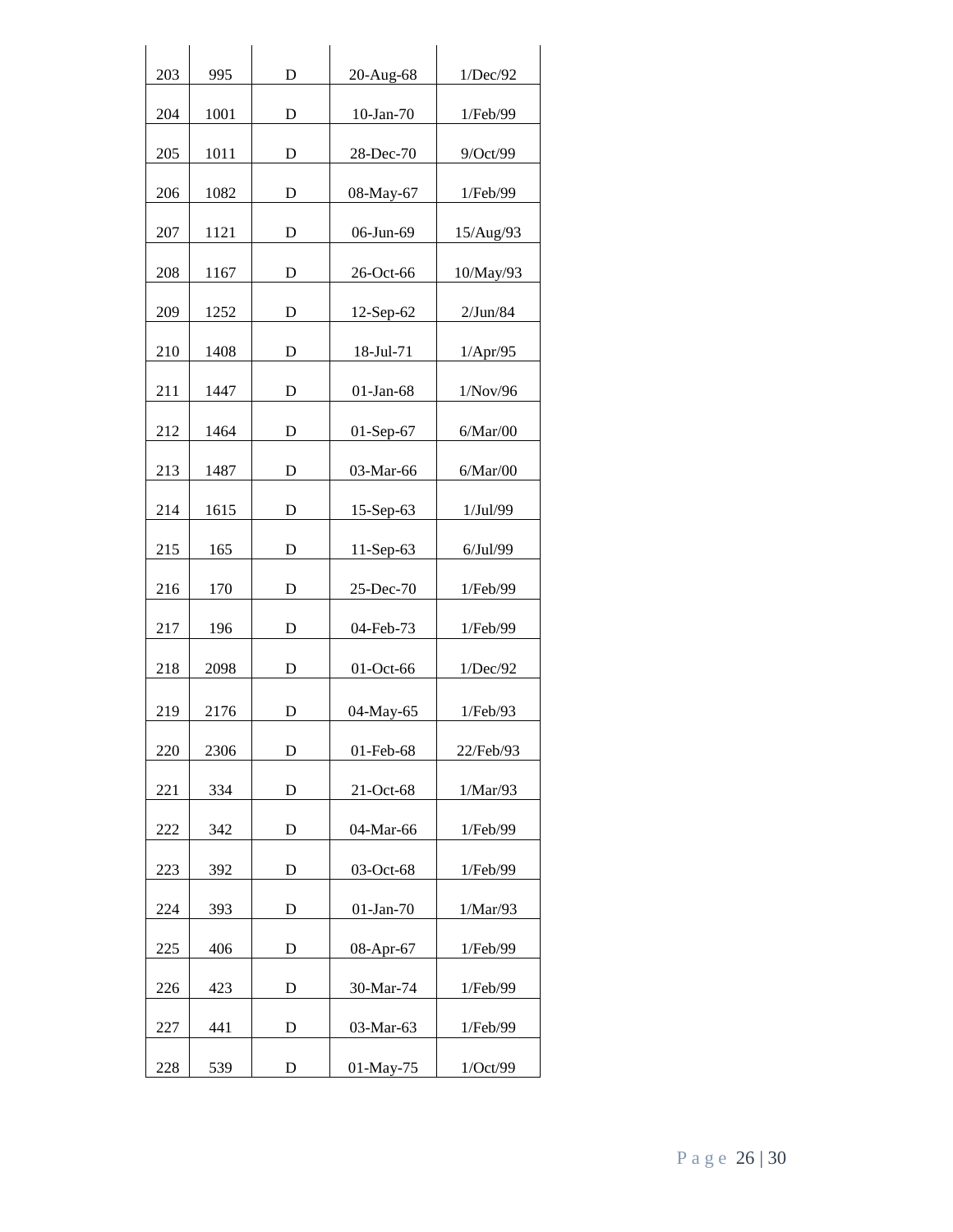| | | | | |
|---|---|---|---|---|
| 203 | 995 | D | 20-Aug-68 | 1/Dec/92 |
| 204 | 1001 | D | 10-Jan-70 | 1/Feb/99 |
| 205 | 1011 | D | 28-Dec-70 | 9/Oct/99 |
| 206 | 1082 | D | 08-May-67 | 1/Feb/99 |
| 207 | 1121 | D | 06-Jun-69 | 15/Aug/93 |
| 208 | 1167 | D | 26-Oct-66 | 10/May/93 |
| 209 | 1252 | D | 12-Sep-62 | 2/Jun/84 |
| 210 | 1408 | D | 18-Jul-71 | 1/Apr/95 |
| 211 | 1447 | D | 01-Jan-68 | 1/Nov/96 |
| 212 | 1464 | D | 01-Sep-67 | 6/Mar/00 |
| 213 | 1487 | D | 03-Mar-66 | 6/Mar/00 |
| 214 | 1615 | D | 15-Sep-63 | 1/Jul/99 |
| 215 | 165 | D | 11-Sep-63 | 6/Jul/99 |
| 216 | 170 | D | 25-Dec-70 | 1/Feb/99 |
| 217 | 196 | D | 04-Feb-73 | 1/Feb/99 |
| 218 | 2098 | D | 01-Oct-66 | 1/Dec/92 |
| 219 | 2176 | D | 04-May-65 | 1/Feb/93 |
| 220 | 2306 | D | 01-Feb-68 | 22/Feb/93 |
| 221 | 334 | D | 21-Oct-68 | 1/Mar/93 |
| 222 | 342 | D | 04-Mar-66 | 1/Feb/99 |
| 223 | 392 | D | 03-Oct-68 | 1/Feb/99 |
| 224 | 393 | D | 01-Jan-70 | 1/Mar/93 |
| 225 | 406 | D | 08-Apr-67 | 1/Feb/99 |
| 226 | 423 | D | 30-Mar-74 | 1/Feb/99 |
| 227 | 441 | D | 03-Mar-63 | 1/Feb/99 |
| 228 | 539 | D | 01-May-75 | 1/Oct/99 |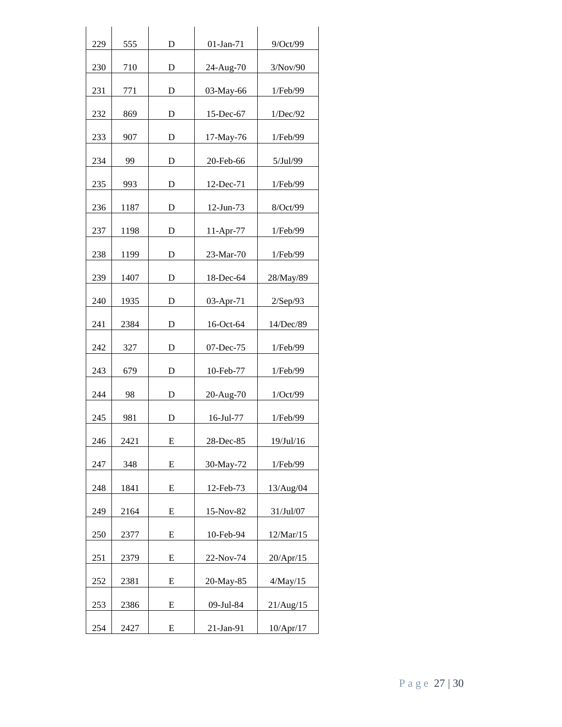| | | | | |
|---|---|---|---|---|
| 229 | 555 | D | 01-Jan-71 | 9/Oct/99 |
| 230 | 710 | D | 24-Aug-70 | 3/Nov/90 |
| 231 | 771 | D | 03-May-66 | 1/Feb/99 |
| 232 | 869 | D | 15-Dec-67 | 1/Dec/92 |
| 233 | 907 | D | 17-May-76 | 1/Feb/99 |
| 234 | 99 | D | 20-Feb-66 | 5/Jul/99 |
| 235 | 993 | D | 12-Dec-71 | 1/Feb/99 |
| 236 | 1187 | D | 12-Jun-73 | 8/Oct/99 |
| 237 | 1198 | D | 11-Apr-77 | 1/Feb/99 |
| 238 | 1199 | D | 23-Mar-70 | 1/Feb/99 |
| 239 | 1407 | D | 18-Dec-64 | 28/May/89 |
| 240 | 1935 | D | 03-Apr-71 | 2/Sep/93 |
| 241 | 2384 | D | 16-Oct-64 | 14/Dec/89 |
| 242 | 327 | D | 07-Dec-75 | 1/Feb/99 |
| 243 | 679 | D | 10-Feb-77 | 1/Feb/99 |
| 244 | 98 | D | 20-Aug-70 | 1/Oct/99 |
| 245 | 981 | D | 16-Jul-77 | 1/Feb/99 |
| 246 | 2421 | E | 28-Dec-85 | 19/Jul/16 |
| 247 | 348 | E | 30-May-72 | 1/Feb/99 |
| 248 | 1841 | E | 12-Feb-73 | 13/Aug/04 |
| 249 | 2164 | E | 15-Nov-82 | 31/Jul/07 |
| 250 | 2377 | E | 10-Feb-94 | 12/Mar/15 |
| 251 | 2379 | E | 22-Nov-74 | 20/Apr/15 |
| 252 | 2381 | E | 20-May-85 | 4/May/15 |
| 253 | 2386 | E | 09-Jul-84 | 21/Aug/15 |
| 254 | 2427 | E | 21-Jan-91 | 10/Apr/17 |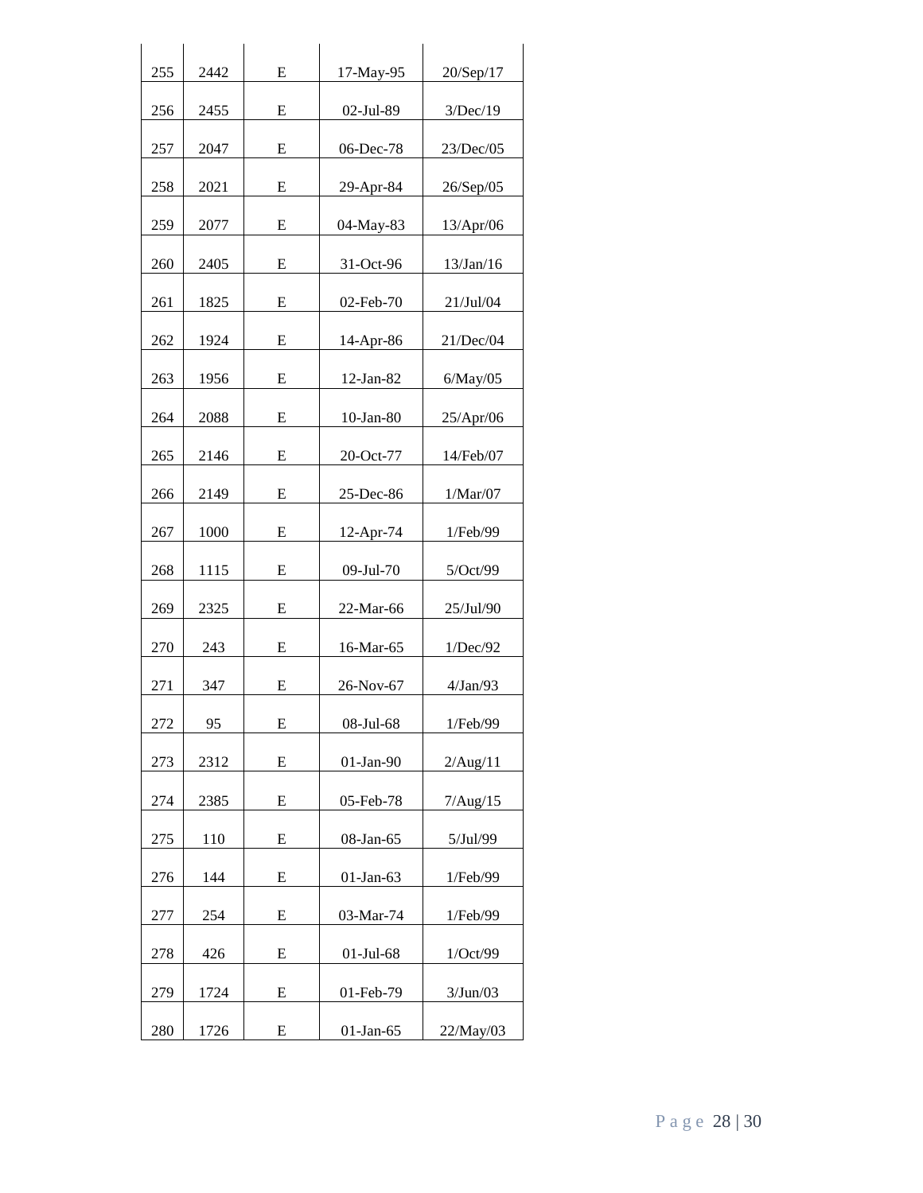| 255 | 2442 | E | 17-May-95 | 20/Sep/17 |
|---|---|---|---|---|
| 256 | 2455 | E | 02-Jul-89 | 3/Dec/19 |
| 257 | 2047 | E | 06-Dec-78 | 23/Dec/05 |
| 258 | 2021 | E | 29-Apr-84 | 26/Sep/05 |
| 259 | 2077 | E | 04-May-83 | 13/Apr/06 |
| 260 | 2405 | E | 31-Oct-96 | 13/Jan/16 |
| 261 | 1825 | E | 02-Feb-70 | 21/Jul/04 |
| 262 | 1924 | E | 14-Apr-86 | 21/Dec/04 |
| 263 | 1956 | E | 12-Jan-82 | 6/May/05 |
| 264 | 2088 | E | 10-Jan-80 | 25/Apr/06 |
| 265 | 2146 | E | 20-Oct-77 | 14/Feb/07 |
| 266 | 2149 | E | 25-Dec-86 | 1/Mar/07 |
| 267 | 1000 | E | 12-Apr-74 | 1/Feb/99 |
| 268 | 1115 | E | 09-Jul-70 | 5/Oct/99 |
| 269 | 2325 | E | 22-Mar-66 | 25/Jul/90 |
| 270 | 243 | E | 16-Mar-65 | 1/Dec/92 |
| 271 | 347 | E | 26-Nov-67 | 4/Jan/93 |
| 272 | 95 | E | 08-Jul-68 | 1/Feb/99 |
| 273 | 2312 | E | 01-Jan-90 | 2/Aug/11 |
| 274 | 2385 | E | 05-Feb-78 | 7/Aug/15 |
| 275 | 110 | E | 08-Jan-65 | 5/Jul/99 |
| 276 | 144 | E | 01-Jan-63 | 1/Feb/99 |
| 277 | 254 | E | 03-Mar-74 | 1/Feb/99 |
| 278 | 426 | E | 01-Jul-68 | 1/Oct/99 |
| 279 | 1724 | E | 01-Feb-79 | 3/Jun/03 |
| 280 | 1726 | E | 01-Jan-65 | 22/May/03 |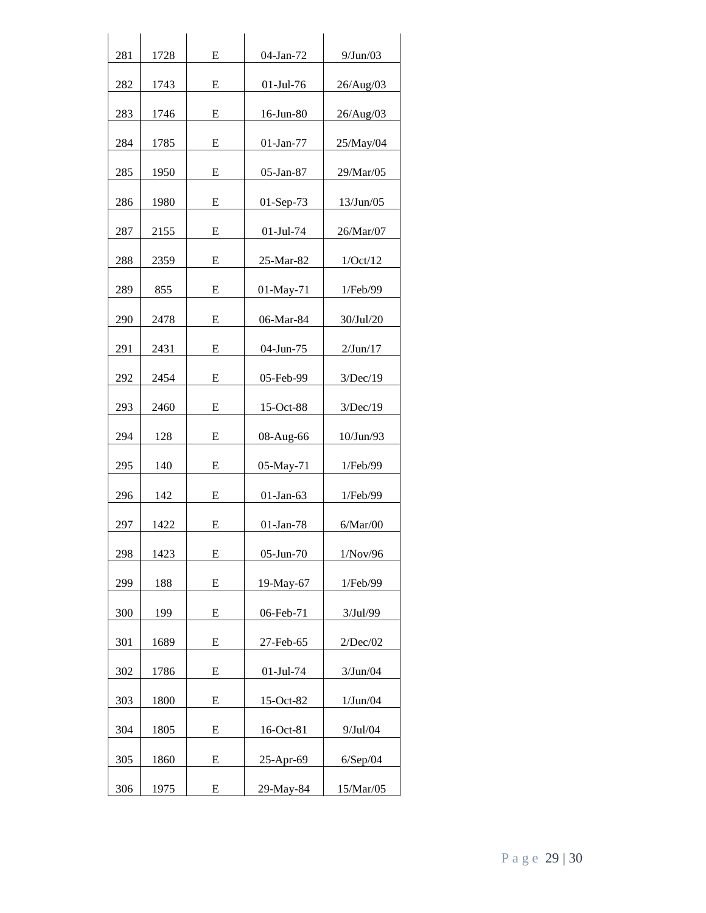| 281 | 1728 | E | 04-Jan-72 | 9/Jun/03 |
|---|---|---|---|---|
| 282 | 1743 | E | 01-Jul-76 | 26/Aug/03 |
| 283 | 1746 | E | 16-Jun-80 | 26/Aug/03 |
| 284 | 1785 | E | 01-Jan-77 | 25/May/04 |
| 285 | 1950 | E | 05-Jan-87 | 29/Mar/05 |
| 286 | 1980 | E | 01-Sep-73 | 13/Jun/05 |
| 287 | 2155 | E | 01-Jul-74 | 26/Mar/07 |
| 288 | 2359 | E | 25-Mar-82 | 1/Oct/12 |
| 289 | 855 | E | 01-May-71 | 1/Feb/99 |
| 290 | 2478 | E | 06-Mar-84 | 30/Jul/20 |
| 291 | 2431 | E | 04-Jun-75 | 2/Jun/17 |
| 292 | 2454 | E | 05-Feb-99 | 3/Dec/19 |
| 293 | 2460 | E | 15-Oct-88 | 3/Dec/19 |
| 294 | 128 | E | 08-Aug-66 | 10/Jun/93 |
| 295 | 140 | E | 05-May-71 | 1/Feb/99 |
| 296 | 142 | E | 01-Jan-63 | 1/Feb/99 |
| 297 | 1422 | E | 01-Jan-78 | 6/Mar/00 |
| 298 | 1423 | E | 05-Jun-70 | 1/Nov/96 |
| 299 | 188 | E | 19-May-67 | 1/Feb/99 |
| 300 | 199 | E | 06-Feb-71 | 3/Jul/99 |
| 301 | 1689 | E | 27-Feb-65 | 2/Dec/02 |
| 302 | 1786 | E | 01-Jul-74 | 3/Jun/04 |
| 303 | 1800 | E | 15-Oct-82 | 1/Jun/04 |
| 304 | 1805 | E | 16-Oct-81 | 9/Jul/04 |
| 305 | 1860 | E | 25-Apr-69 | 6/Sep/04 |
| 306 | 1975 | E | 29-May-84 | 15/Mar/05 |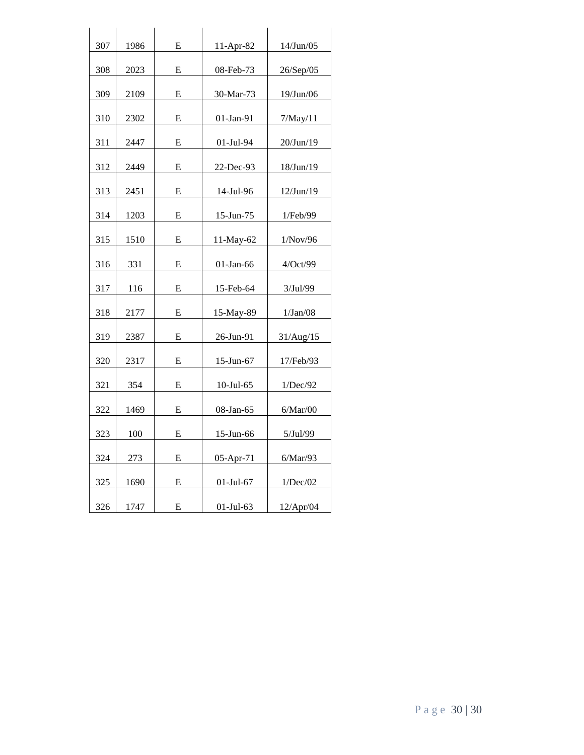| | | | | |
|---|---|---|---|---|
| 307 | 1986 | E | 11-Apr-82 | 14/Jun/05 |
| 308 | 2023 | E | 08-Feb-73 | 26/Sep/05 |
| 309 | 2109 | E | 30-Mar-73 | 19/Jun/06 |
| 310 | 2302 | E | 01-Jan-91 | 7/May/11 |
| 311 | 2447 | E | 01-Jul-94 | 20/Jun/19 |
| 312 | 2449 | E | 22-Dec-93 | 18/Jun/19 |
| 313 | 2451 | E | 14-Jul-96 | 12/Jun/19 |
| 314 | 1203 | E | 15-Jun-75 | 1/Feb/99 |
| 315 | 1510 | E | 11-May-62 | 1/Nov/96 |
| 316 | 331 | E | 01-Jan-66 | 4/Oct/99 |
| 317 | 116 | E | 15-Feb-64 | 3/Jul/99 |
| 318 | 2177 | E | 15-May-89 | 1/Jan/08 |
| 319 | 2387 | E | 26-Jun-91 | 31/Aug/15 |
| 320 | 2317 | E | 15-Jun-67 | 17/Feb/93 |
| 321 | 354 | E | 10-Jul-65 | 1/Dec/92 |
| 322 | 1469 | E | 08-Jan-65 | 6/Mar/00 |
| 323 | 100 | E | 15-Jun-66 | 5/Jul/99 |
| 324 | 273 | E | 05-Apr-71 | 6/Mar/93 |
| 325 | 1690 | E | 01-Jul-67 | 1/Dec/02 |
| 326 | 1747 | E | 01-Jul-63 | 12/Apr/04 |